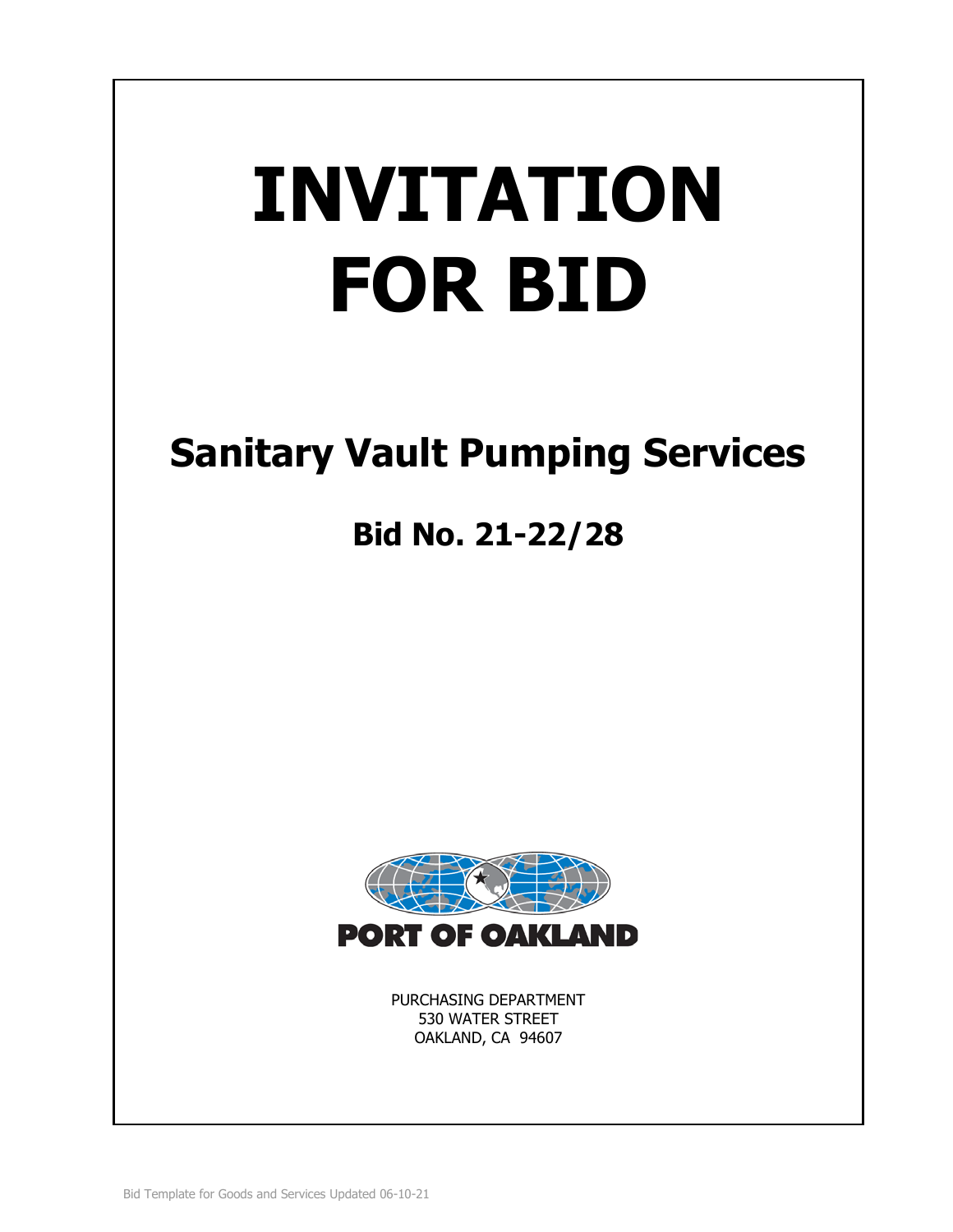# INVITATION FOR BID

## Sanitary Vault Pumping Services

## Bid No. 21-22/28

PORT OF OAKLAND

PURCHASING DEPARTMENT
530 WATER STREET
OAKLAND, CA 94607

Bid Template for Goods and Services Updated 06-10-21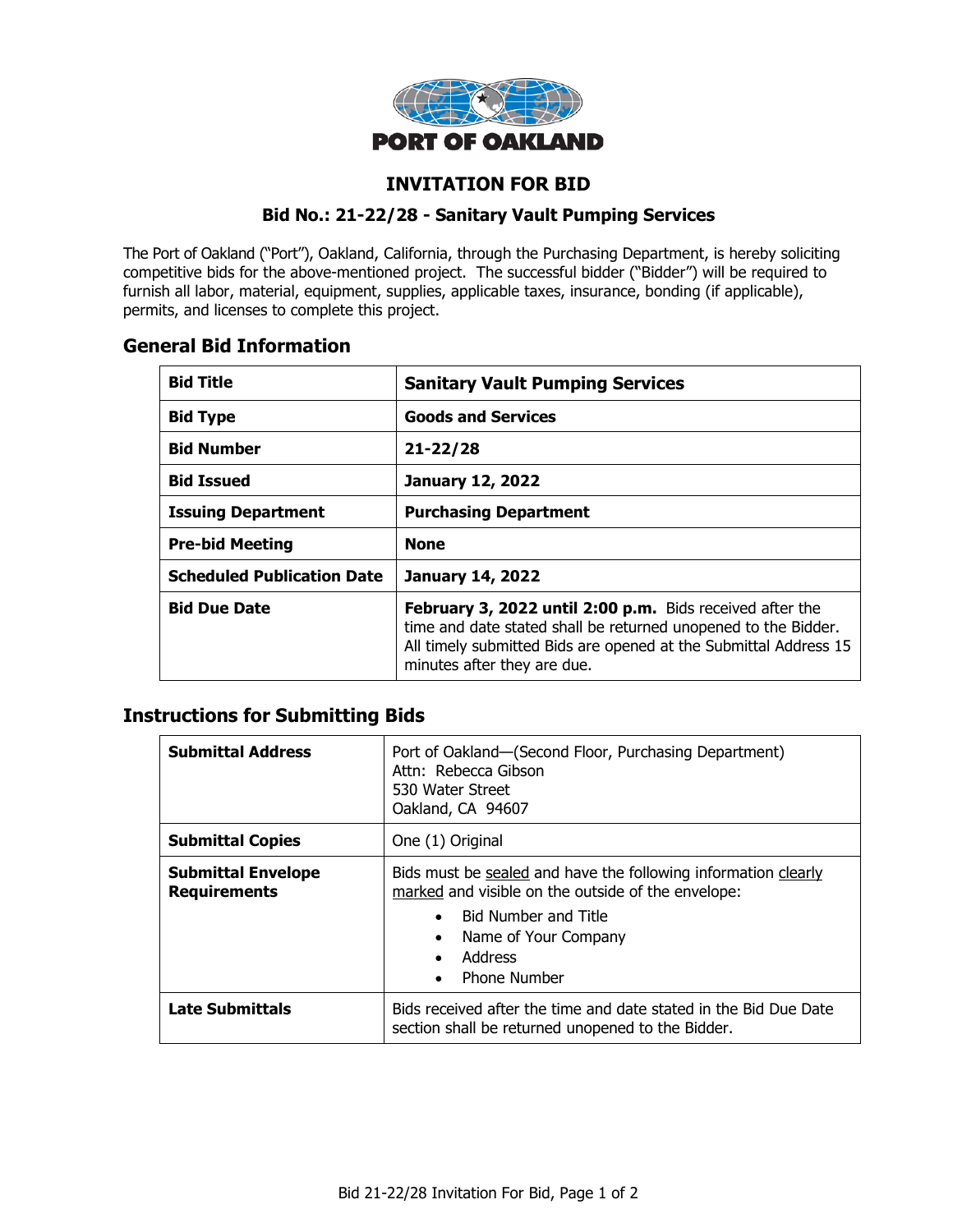PORT OF OAKLAND

# INVITATION FOR BID

### Bid No.: 21-22/28 - Sanitary Vault Pumping Services

The Port of Oakland ("Port"), Oakland, California, through the Purchasing Department, is hereby soliciting competitive bids for the above-mentioned project. The successful bidder ("Bidder") will be required to furnish all labor, material, equipment, supplies, applicable taxes, insurance, bonding (if applicable), permits, and licenses to complete this project.

## General Bid Information

| | |
|---|---|
| **Bid Title** | **Sanitary Vault Pumping Services** |
| **Bid Type** | **Goods and Services** |
| **Bid Number** | **21-22/28** |
| **Bid Issued** | **January 12, 2022** |
| **Issuing Department** | **Purchasing Department** |
| **Pre-bid Meeting** | **None** |
| **Scheduled Publication Date** | **January 14, 2022** |
| **Bid Due Date** | **February 3, 2022 until 2:00 p.m.** Bids received after the time and date stated shall be returned unopened to the Bidder. All timely submitted Bids are opened at the Submittal Address 15 minutes after they are due. |

## Instructions for Submitting Bids

| | |
|---|---|
| **Submittal Address** | Port of Oakland—(Second Floor, Purchasing Department)<br>Attn: Rebecca Gibson<br>530 Water Street<br>Oakland, CA 94607 |
| **Submittal Copies** | One (1) Original |
| **Submittal Envelope Requirements** | Bids must be sealed and have the following information clearly marked and visible on the outside of the envelope:<br>• Bid Number and Title<br>• Name of Your Company<br>• Address<br>• Phone Number |
| **Late Submittals** | Bids received after the time and date stated in the Bid Due Date section shall be returned unopened to the Bidder. |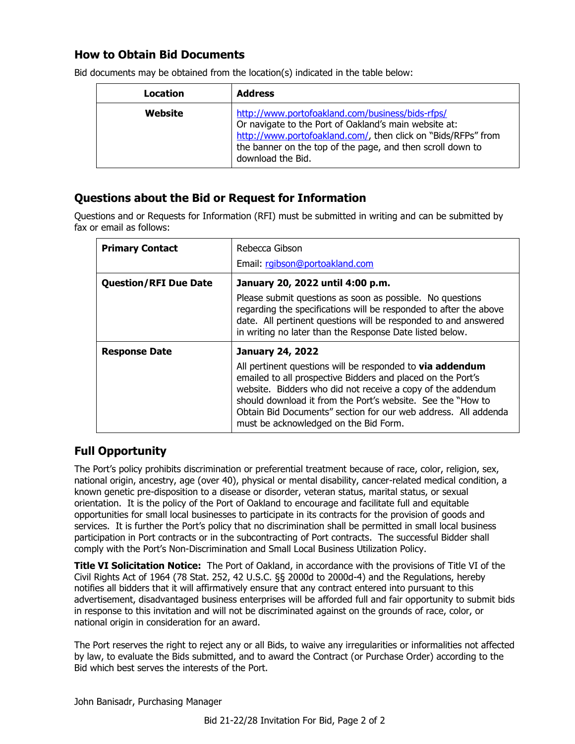## How to Obtain Bid Documents

Bid documents may be obtained from the location(s) indicated in the table below:

| Location | Address |
|---|---|
| **Website** | http://www.portofoakland.com/business/bids-rfps/ Or navigate to the Port of Oakland's main website at: http://www.portofoakland.com/, then click on "Bids/RFPs" from the banner on the top of the page, and then scroll down to download the Bid. |

## Questions about the Bid or Request for Information

Questions and or Requests for Information (RFI) must be submitted in writing and can be submitted by fax or email as follows:

| | |
|---|---|
| **Primary Contact** | Rebecca Gibson<br>Email: rgibson@portoakland.com |
| **Question/RFI Due Date** | **January 20, 2022 until 4:00 p.m.**<br>Please submit questions as soon as possible. No questions regarding the specifications will be responded to after the above date. All pertinent questions will be responded to and answered in writing no later than the Response Date listed below. |
| **Response Date** | **January 24, 2022**<br>All pertinent questions will be responded to **via addendum** emailed to all prospective Bidders and placed on the Port's website. Bidders who did not receive a copy of the addendum should download it from the Port's website. See the "How to Obtain Bid Documents" section for our web address. All addenda must be acknowledged on the Bid Form. |

## Full Opportunity

The Port's policy prohibits discrimination or preferential treatment because of race, color, religion, sex, national origin, ancestry, age (over 40), physical or mental disability, cancer-related medical condition, a known genetic pre-disposition to a disease or disorder, veteran status, marital status, or sexual orientation. It is the policy of the Port of Oakland to encourage and facilitate full and equitable opportunities for small local businesses to participate in its contracts for the provision of goods and services. It is further the Port's policy that no discrimination shall be permitted in small local business participation in Port contracts or in the subcontracting of Port contracts. The successful Bidder shall comply with the Port's Non-Discrimination and Small Local Business Utilization Policy.

**Title VI Solicitation Notice:** The Port of Oakland, in accordance with the provisions of Title VI of the Civil Rights Act of 1964 (78 Stat. 252, 42 U.S.C. §§ 2000d to 2000d-4) and the Regulations, hereby notifies all bidders that it will affirmatively ensure that any contract entered into pursuant to this advertisement, disadvantaged business enterprises will be afforded full and fair opportunity to submit bids in response to this invitation and will not be discriminated against on the grounds of race, color, or national origin in consideration for an award.

The Port reserves the right to reject any or all Bids, to waive any irregularities or informalities not affected by law, to evaluate the Bids submitted, and to award the Contract (or Purchase Order) according to the Bid which best serves the interests of the Port.

John Banisadr, Purchasing Manager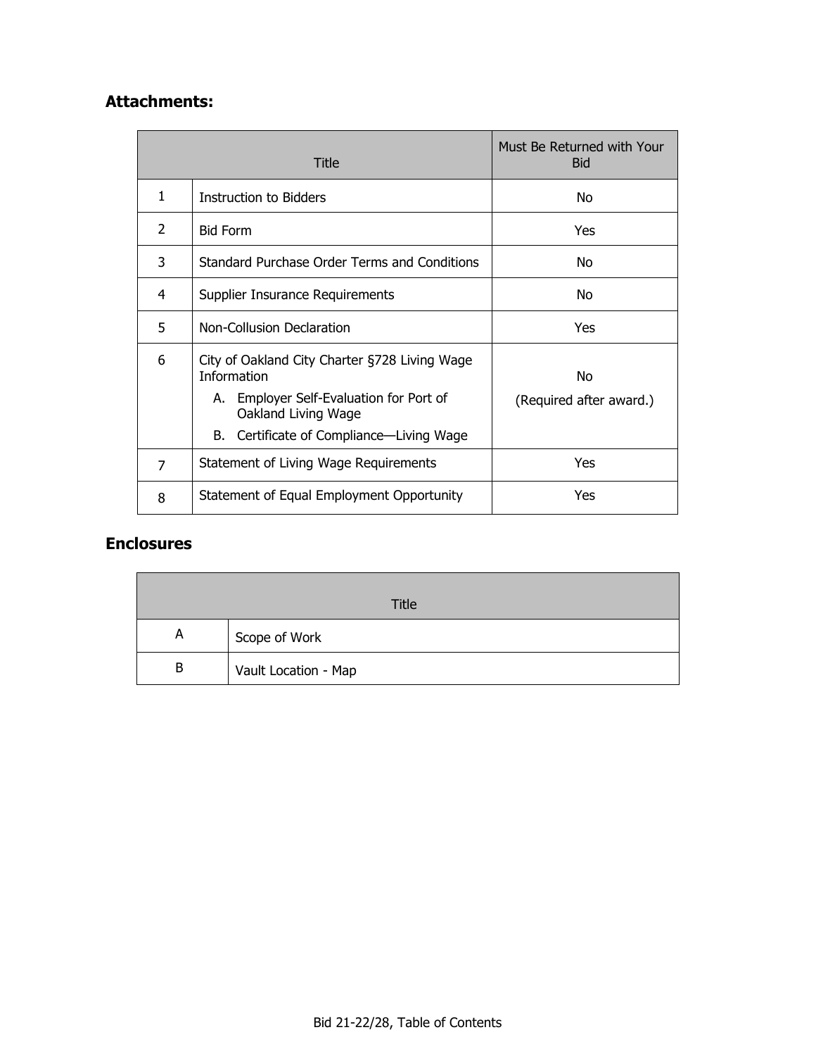## Attachments:

| | Title | Must Be Returned with Your Bid |
|---|---|---|
| 1 | Instruction to Bidders | No |
| 2 | Bid Form | Yes |
| 3 | Standard Purchase Order Terms and Conditions | No |
| 4 | Supplier Insurance Requirements | No |
| 5 | Non-Collusion Declaration | Yes |
| 6 | City of Oakland City Charter §728 Living Wage Information<br>A. Employer Self-Evaluation for Port of Oakland Living Wage<br>B. Certificate of Compliance—Living Wage | No<br>(Required after award.) |
| 7 | Statement of Living Wage Requirements | Yes |
| 8 | Statement of Equal Employment Opportunity | Yes |

## Enclosures

| | Title |
|---|---|
| A | Scope of Work |
| B | Vault Location - Map |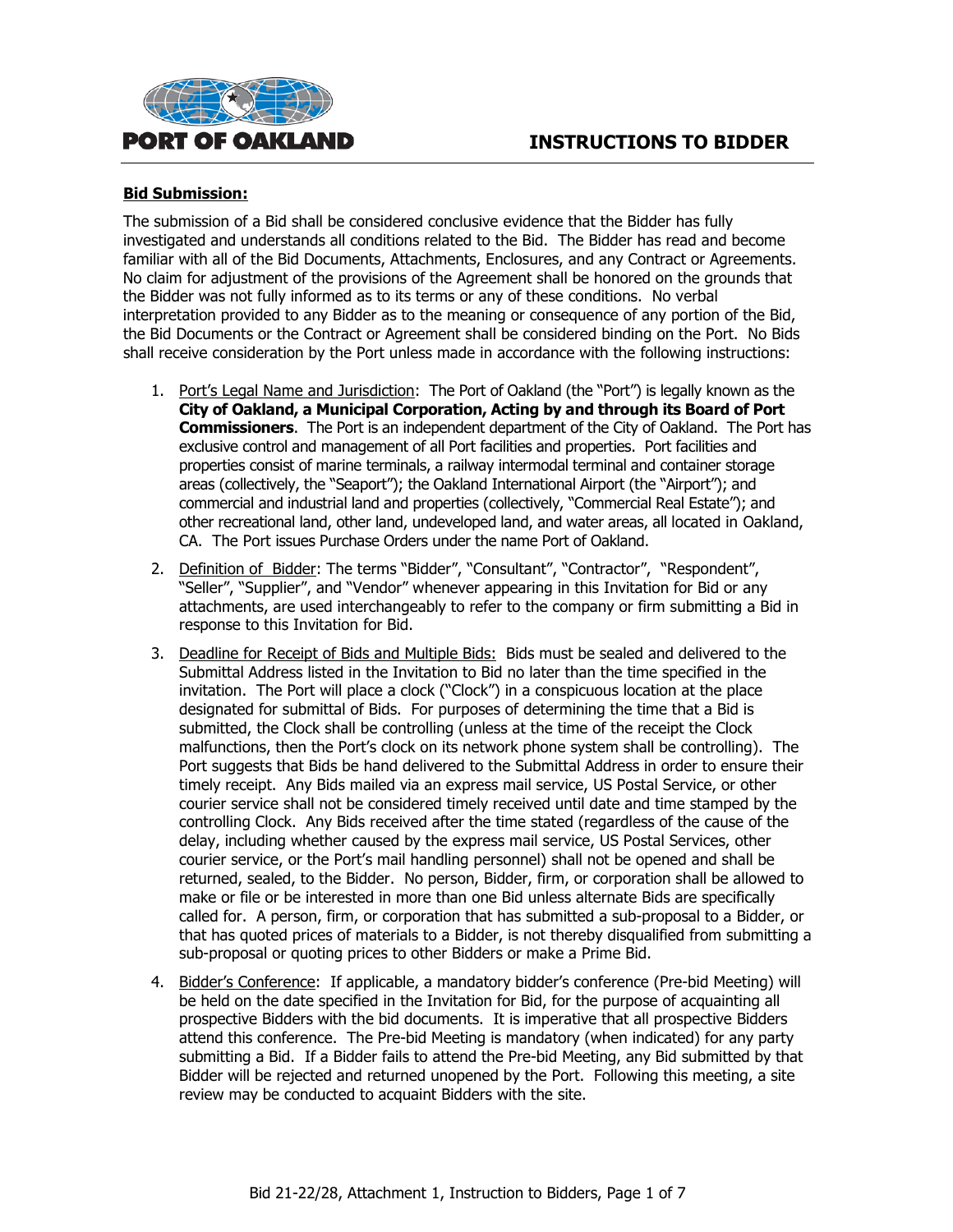# INSTRUCTIONS TO BIDDER

**Bid Submission:**

The submission of a Bid shall be considered conclusive evidence that the Bidder has fully investigated and understands all conditions related to the Bid. The Bidder has read and become familiar with all of the Bid Documents, Attachments, Enclosures, and any Contract or Agreements. No claim for adjustment of the provisions of the Agreement shall be honored on the grounds that the Bidder was not fully informed as to its terms or any of these conditions. No verbal interpretation provided to any Bidder as to the meaning or consequence of any portion of the Bid, the Bid Documents or the Contract or Agreement shall be considered binding on the Port. No Bids shall receive consideration by the Port unless made in accordance with the following instructions:

1. Port's Legal Name and Jurisdiction: The Port of Oakland (the "Port") is legally known as the **City of Oakland, a Municipal Corporation, Acting by and through its Board of Port Commissioners**. The Port is an independent department of the City of Oakland. The Port has exclusive control and management of all Port facilities and properties. Port facilities and properties consist of marine terminals, a railway intermodal terminal and container storage areas (collectively, the "Seaport"); the Oakland International Airport (the "Airport"); and commercial and industrial land and properties (collectively, "Commercial Real Estate"); and other recreational land, other land, undeveloped land, and water areas, all located in Oakland, CA. The Port issues Purchase Orders under the name Port of Oakland.

2. Definition of Bidder: The terms "Bidder", "Consultant", "Contractor", "Respondent", "Seller", "Supplier", and "Vendor" whenever appearing in this Invitation for Bid or any attachments, are used interchangeably to refer to the company or firm submitting a Bid in response to this Invitation for Bid.

3. Deadline for Receipt of Bids and Multiple Bids: Bids must be sealed and delivered to the Submittal Address listed in the Invitation to Bid no later than the time specified in the invitation. The Port will place a clock ("Clock") in a conspicuous location at the place designated for submittal of Bids. For purposes of determining the time that a Bid is submitted, the Clock shall be controlling (unless at the time of the receipt the Clock malfunctions, then the Port's clock on its network phone system shall be controlling). The Port suggests that Bids be hand delivered to the Submittal Address in order to ensure their timely receipt. Any Bids mailed via an express mail service, US Postal Service, or other courier service shall not be considered timely received until date and time stamped by the controlling Clock. Any Bids received after the time stated (regardless of the cause of the delay, including whether caused by the express mail service, US Postal Services, other courier service, or the Port's mail handling personnel) shall not be opened and shall be returned, sealed, to the Bidder. No person, Bidder, firm, or corporation shall be allowed to make or file or be interested in more than one Bid unless alternate Bids are specifically called for. A person, firm, or corporation that has submitted a sub-proposal to a Bidder, or that has quoted prices of materials to a Bidder, is not thereby disqualified from submitting a sub-proposal or quoting prices to other Bidders or make a Prime Bid.

4. Bidder's Conference: If applicable, a mandatory bidder's conference (Pre-bid Meeting) will be held on the date specified in the Invitation for Bid, for the purpose of acquainting all prospective Bidders with the bid documents. It is imperative that all prospective Bidders attend this conference. The Pre-bid Meeting is mandatory (when indicated) for any party submitting a Bid. If a Bidder fails to attend the Pre-bid Meeting, any Bid submitted by that Bidder will be rejected and returned unopened by the Port. Following this meeting, a site review may be conducted to acquaint Bidders with the site.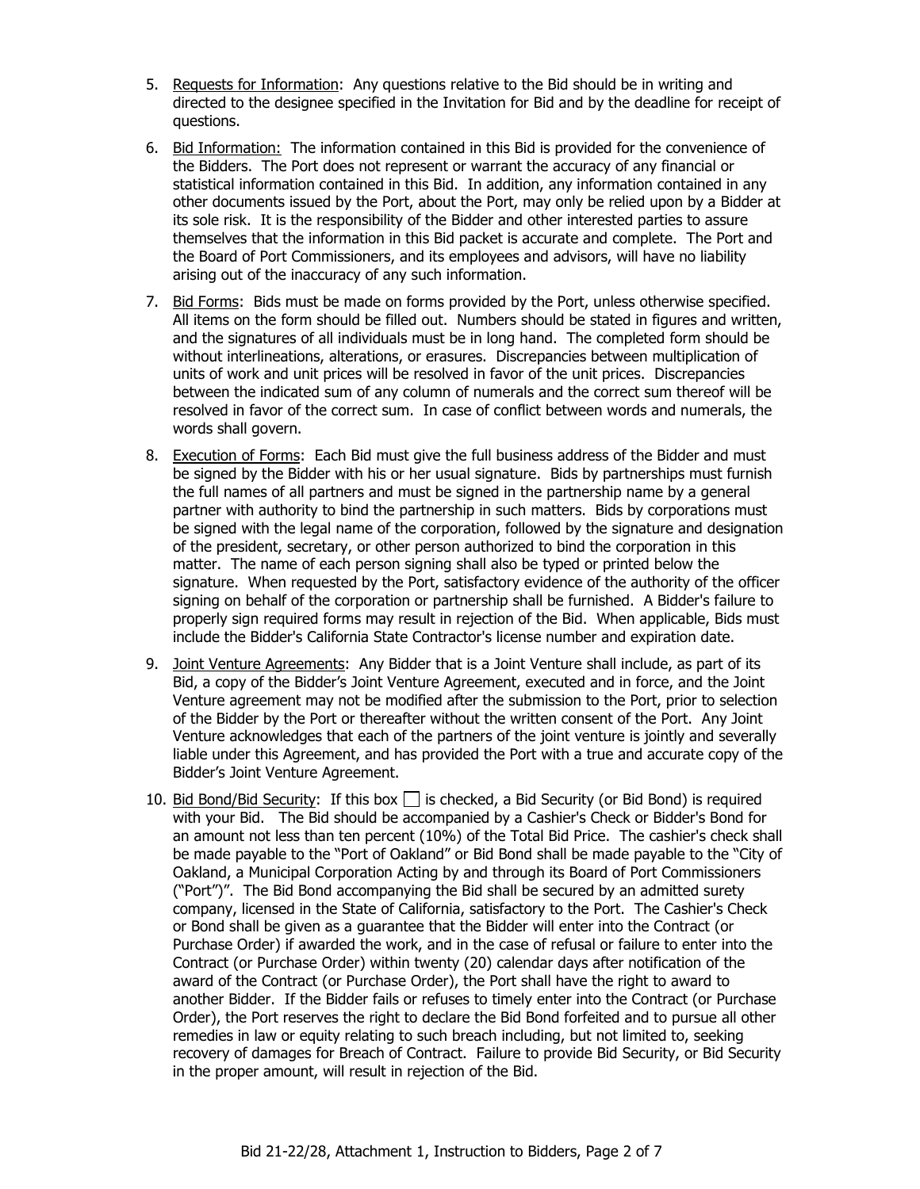5. Requests for Information: Any questions relative to the Bid should be in writing and directed to the designee specified in the Invitation for Bid and by the deadline for receipt of questions.

6. Bid Information: The information contained in this Bid is provided for the convenience of the Bidders. The Port does not represent or warrant the accuracy of any financial or statistical information contained in this Bid. In addition, any information contained in any other documents issued by the Port, about the Port, may only be relied upon by a Bidder at its sole risk. It is the responsibility of the Bidder and other interested parties to assure themselves that the information in this Bid packet is accurate and complete. The Port and the Board of Port Commissioners, and its employees and advisors, will have no liability arising out of the inaccuracy of any such information.

7. Bid Forms: Bids must be made on forms provided by the Port, unless otherwise specified. All items on the form should be filled out. Numbers should be stated in figures and written, and the signatures of all individuals must be in long hand. The completed form should be without interlineations, alterations, or erasures. Discrepancies between multiplication of units of work and unit prices will be resolved in favor of the unit prices. Discrepancies between the indicated sum of any column of numerals and the correct sum thereof will be resolved in favor of the correct sum. In case of conflict between words and numerals, the words shall govern.

8. Execution of Forms: Each Bid must give the full business address of the Bidder and must be signed by the Bidder with his or her usual signature. Bids by partnerships must furnish the full names of all partners and must be signed in the partnership name by a general partner with authority to bind the partnership in such matters. Bids by corporations must be signed with the legal name of the corporation, followed by the signature and designation of the president, secretary, or other person authorized to bind the corporation in this matter. The name of each person signing shall also be typed or printed below the signature. When requested by the Port, satisfactory evidence of the authority of the officer signing on behalf of the corporation or partnership shall be furnished. A Bidder's failure to properly sign required forms may result in rejection of the Bid. When applicable, Bids must include the Bidder's California State Contractor's license number and expiration date.

9. Joint Venture Agreements: Any Bidder that is a Joint Venture shall include, as part of its Bid, a copy of the Bidder's Joint Venture Agreement, executed and in force, and the Joint Venture agreement may not be modified after the submission to the Port, prior to selection of the Bidder by the Port or thereafter without the written consent of the Port. Any Joint Venture acknowledges that each of the partners of the joint venture is jointly and severally liable under this Agreement, and has provided the Port with a true and accurate copy of the Bidder's Joint Venture Agreement.

10. Bid Bond/Bid Security: If this box ☐ is checked, a Bid Security (or Bid Bond) is required with your Bid. The Bid should be accompanied by a Cashier's Check or Bidder's Bond for an amount not less than ten percent (10%) of the Total Bid Price. The cashier's check shall be made payable to the "Port of Oakland" or Bid Bond shall be made payable to the "City of Oakland, a Municipal Corporation Acting by and through its Board of Port Commissioners ("Port")". The Bid Bond accompanying the Bid shall be secured by an admitted surety company, licensed in the State of California, satisfactory to the Port. The Cashier's Check or Bond shall be given as a guarantee that the Bidder will enter into the Contract (or Purchase Order) if awarded the work, and in the case of refusal or failure to enter into the Contract (or Purchase Order) within twenty (20) calendar days after notification of the award of the Contract (or Purchase Order), the Port shall have the right to award to another Bidder. If the Bidder fails or refuses to timely enter into the Contract (or Purchase Order), the Port reserves the right to declare the Bid Bond forfeited and to pursue all other remedies in law or equity relating to such breach including, but not limited to, seeking recovery of damages for Breach of Contract. Failure to provide Bid Security, or Bid Security in the proper amount, will result in rejection of the Bid.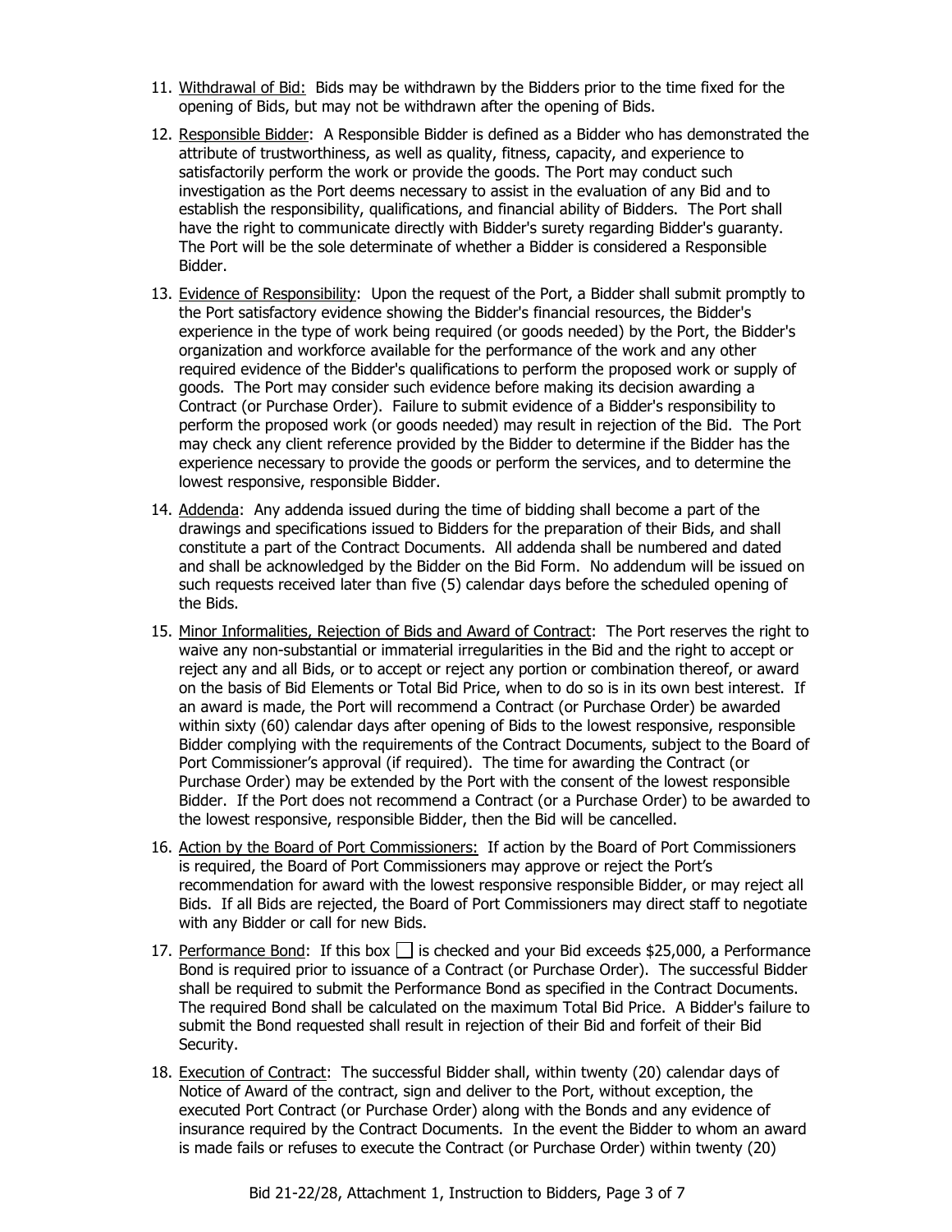11. Withdrawal of Bid: Bids may be withdrawn by the Bidders prior to the time fixed for the opening of Bids, but may not be withdrawn after the opening of Bids.

12. Responsible Bidder: A Responsible Bidder is defined as a Bidder who has demonstrated the attribute of trustworthiness, as well as quality, fitness, capacity, and experience to satisfactorily perform the work or provide the goods. The Port may conduct such investigation as the Port deems necessary to assist in the evaluation of any Bid and to establish the responsibility, qualifications, and financial ability of Bidders. The Port shall have the right to communicate directly with Bidder's surety regarding Bidder's guaranty. The Port will be the sole determinate of whether a Bidder is considered a Responsible Bidder.

13. Evidence of Responsibility: Upon the request of the Port, a Bidder shall submit promptly to the Port satisfactory evidence showing the Bidder's financial resources, the Bidder's experience in the type of work being required (or goods needed) by the Port, the Bidder's organization and workforce available for the performance of the work and any other required evidence of the Bidder's qualifications to perform the proposed work or supply of goods. The Port may consider such evidence before making its decision awarding a Contract (or Purchase Order). Failure to submit evidence of a Bidder's responsibility to perform the proposed work (or goods needed) may result in rejection of the Bid. The Port may check any client reference provided by the Bidder to determine if the Bidder has the experience necessary to provide the goods or perform the services, and to determine the lowest responsive, responsible Bidder.

14. Addenda: Any addenda issued during the time of bidding shall become a part of the drawings and specifications issued to Bidders for the preparation of their Bids, and shall constitute a part of the Contract Documents. All addenda shall be numbered and dated and shall be acknowledged by the Bidder on the Bid Form. No addendum will be issued on such requests received later than five (5) calendar days before the scheduled opening of the Bids.

15. Minor Informalities, Rejection of Bids and Award of Contract: The Port reserves the right to waive any non-substantial or immaterial irregularities in the Bid and the right to accept or reject any and all Bids, or to accept or reject any portion or combination thereof, or award on the basis of Bid Elements or Total Bid Price, when to do so is in its own best interest. If an award is made, the Port will recommend a Contract (or Purchase Order) be awarded within sixty (60) calendar days after opening of Bids to the lowest responsive, responsible Bidder complying with the requirements of the Contract Documents, subject to the Board of Port Commissioner's approval (if required). The time for awarding the Contract (or Purchase Order) may be extended by the Port with the consent of the lowest responsible Bidder. If the Port does not recommend a Contract (or a Purchase Order) to be awarded to the lowest responsive, responsible Bidder, then the Bid will be cancelled.

16. Action by the Board of Port Commissioners: If action by the Board of Port Commissioners is required, the Board of Port Commissioners may approve or reject the Port's recommendation for award with the lowest responsive responsible Bidder, or may reject all Bids. If all Bids are rejected, the Board of Port Commissioners may direct staff to negotiate with any Bidder or call for new Bids.

17. Performance Bond: If this box ☐ is checked and your Bid exceeds $25,000, a Performance Bond is required prior to issuance of a Contract (or Purchase Order). The successful Bidder shall be required to submit the Performance Bond as specified in the Contract Documents. The required Bond shall be calculated on the maximum Total Bid Price. A Bidder's failure to submit the Bond requested shall result in rejection of their Bid and forfeit of their Bid Security.

18. Execution of Contract: The successful Bidder shall, within twenty (20) calendar days of Notice of Award of the contract, sign and deliver to the Port, without exception, the executed Port Contract (or Purchase Order) along with the Bonds and any evidence of insurance required by the Contract Documents. In the event the Bidder to whom an award is made fails or refuses to execute the Contract (or Purchase Order) within twenty (20)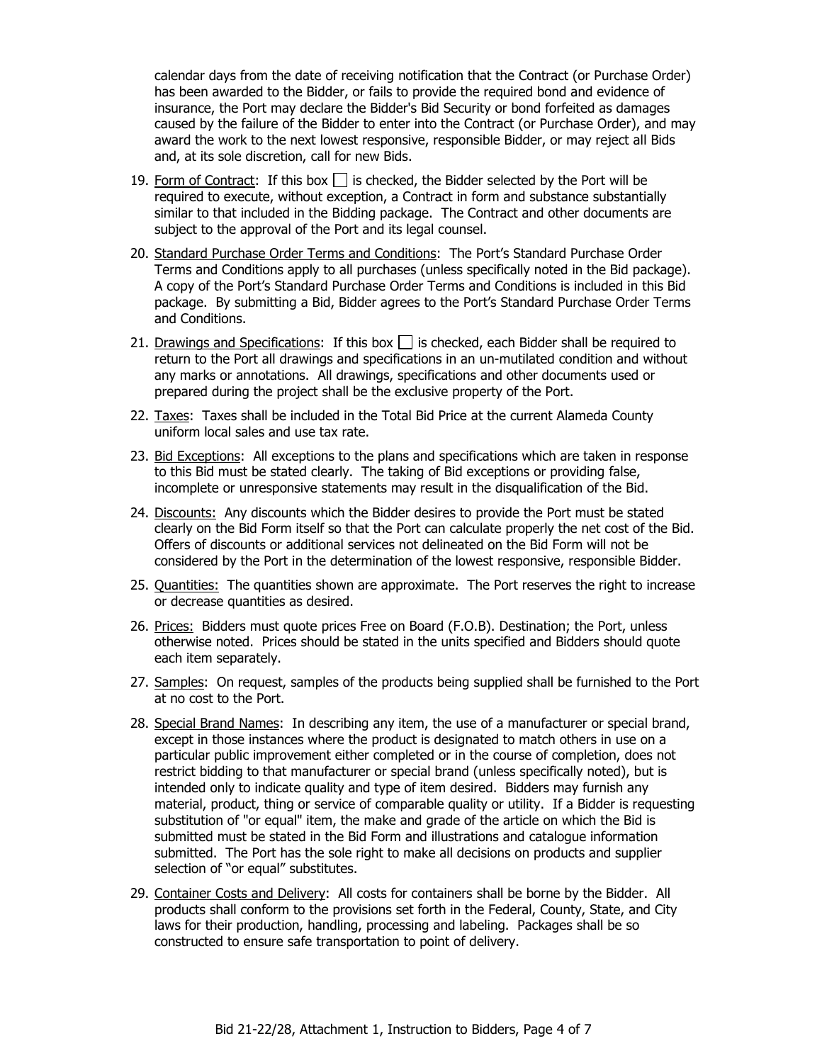calendar days from the date of receiving notification that the Contract (or Purchase Order) has been awarded to the Bidder, or fails to provide the required bond and evidence of insurance, the Port may declare the Bidder's Bid Security or bond forfeited as damages caused by the failure of the Bidder to enter into the Contract (or Purchase Order), and may award the work to the next lowest responsive, responsible Bidder, or may reject all Bids and, at its sole discretion, call for new Bids.

19. Form of Contract: If this box ☐ is checked, the Bidder selected by the Port will be required to execute, without exception, a Contract in form and substance substantially similar to that included in the Bidding package. The Contract and other documents are subject to the approval of the Port and its legal counsel.

20. Standard Purchase Order Terms and Conditions: The Port's Standard Purchase Order Terms and Conditions apply to all purchases (unless specifically noted in the Bid package). A copy of the Port's Standard Purchase Order Terms and Conditions is included in this Bid package. By submitting a Bid, Bidder agrees to the Port's Standard Purchase Order Terms and Conditions.

21. Drawings and Specifications: If this box ☐ is checked, each Bidder shall be required to return to the Port all drawings and specifications in an un-mutilated condition and without any marks or annotations. All drawings, specifications and other documents used or prepared during the project shall be the exclusive property of the Port.

22. Taxes: Taxes shall be included in the Total Bid Price at the current Alameda County uniform local sales and use tax rate.

23. Bid Exceptions: All exceptions to the plans and specifications which are taken in response to this Bid must be stated clearly. The taking of Bid exceptions or providing false, incomplete or unresponsive statements may result in the disqualification of the Bid.

24. Discounts: Any discounts which the Bidder desires to provide the Port must be stated clearly on the Bid Form itself so that the Port can calculate properly the net cost of the Bid. Offers of discounts or additional services not delineated on the Bid Form will not be considered by the Port in the determination of the lowest responsive, responsible Bidder.

25. Quantities: The quantities shown are approximate. The Port reserves the right to increase or decrease quantities as desired.

26. Prices: Bidders must quote prices Free on Board (F.O.B). Destination; the Port, unless otherwise noted. Prices should be stated in the units specified and Bidders should quote each item separately.

27. Samples: On request, samples of the products being supplied shall be furnished to the Port at no cost to the Port.

28. Special Brand Names: In describing any item, the use of a manufacturer or special brand, except in those instances where the product is designated to match others in use on a particular public improvement either completed or in the course of completion, does not restrict bidding to that manufacturer or special brand (unless specifically noted), but is intended only to indicate quality and type of item desired. Bidders may furnish any material, product, thing or service of comparable quality or utility. If a Bidder is requesting substitution of "or equal" item, the make and grade of the article on which the Bid is submitted must be stated in the Bid Form and illustrations and catalogue information submitted. The Port has the sole right to make all decisions on products and supplier selection of "or equal" substitutes.

29. Container Costs and Delivery: All costs for containers shall be borne by the Bidder. All products shall conform to the provisions set forth in the Federal, County, State, and City laws for their production, handling, processing and labeling. Packages shall be so constructed to ensure safe transportation to point of delivery.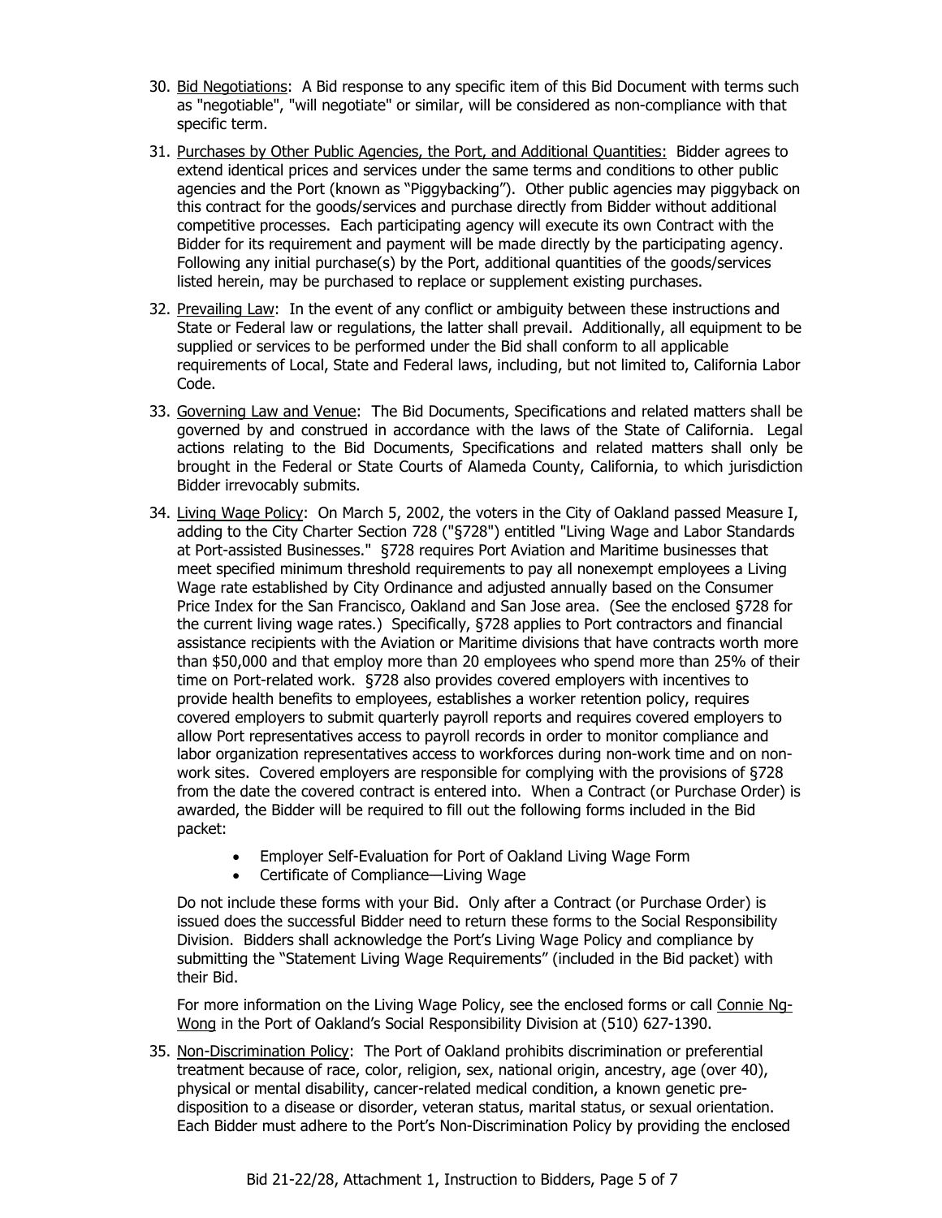30. Bid Negotiations: A Bid response to any specific item of this Bid Document with terms such as "negotiable", "will negotiate" or similar, will be considered as non-compliance with that specific term.

31. Purchases by Other Public Agencies, the Port, and Additional Quantities: Bidder agrees to extend identical prices and services under the same terms and conditions to other public agencies and the Port (known as "Piggybacking"). Other public agencies may piggyback on this contract for the goods/services and purchase directly from Bidder without additional competitive processes. Each participating agency will execute its own Contract with the Bidder for its requirement and payment will be made directly by the participating agency. Following any initial purchase(s) by the Port, additional quantities of the goods/services listed herein, may be purchased to replace or supplement existing purchases.

32. Prevailing Law: In the event of any conflict or ambiguity between these instructions and State or Federal law or regulations, the latter shall prevail. Additionally, all equipment to be supplied or services to be performed under the Bid shall conform to all applicable requirements of Local, State and Federal laws, including, but not limited to, California Labor Code.

33. Governing Law and Venue: The Bid Documents, Specifications and related matters shall be governed by and construed in accordance with the laws of the State of California. Legal actions relating to the Bid Documents, Specifications and related matters shall only be brought in the Federal or State Courts of Alameda County, California, to which jurisdiction Bidder irrevocably submits.

34. Living Wage Policy: On March 5, 2002, the voters in the City of Oakland passed Measure I, adding to the City Charter Section 728 ("§728") entitled "Living Wage and Labor Standards at Port-assisted Businesses." §728 requires Port Aviation and Maritime businesses that meet specified minimum threshold requirements to pay all nonexempt employees a Living Wage rate established by City Ordinance and adjusted annually based on the Consumer Price Index for the San Francisco, Oakland and San Jose area. (See the enclosed §728 for the current living wage rates.) Specifically, §728 applies to Port contractors and financial assistance recipients with the Aviation or Maritime divisions that have contracts worth more than $50,000 and that employ more than 20 employees who spend more than 25% of their time on Port-related work. §728 also provides covered employers with incentives to provide health benefits to employees, establishes a worker retention policy, requires covered employers to submit quarterly payroll reports and requires covered employers to allow Port representatives access to payroll records in order to monitor compliance and labor organization representatives access to workforces during non-work time and on non-work sites. Covered employers are responsible for complying with the provisions of §728 from the date the covered contract is entered into. When a Contract (or Purchase Order) is awarded, the Bidder will be required to fill out the following forms included in the Bid packet:

    - Employer Self-Evaluation for Port of Oakland Living Wage Form
    - Certificate of Compliance—Living Wage

    Do not include these forms with your Bid. Only after a Contract (or Purchase Order) is issued does the successful Bidder need to return these forms to the Social Responsibility Division. Bidders shall acknowledge the Port's Living Wage Policy and compliance by submitting the "Statement Living Wage Requirements" (included in the Bid packet) with their Bid.

    For more information on the Living Wage Policy, see the enclosed forms or call Connie Ng-Wong in the Port of Oakland's Social Responsibility Division at (510) 627-1390.

35. Non-Discrimination Policy: The Port of Oakland prohibits discrimination or preferential treatment because of race, color, religion, sex, national origin, ancestry, age (over 40), physical or mental disability, cancer-related medical condition, a known genetic pre-disposition to a disease or disorder, veteran status, marital status, or sexual orientation. Each Bidder must adhere to the Port's Non-Discrimination Policy by providing the enclosed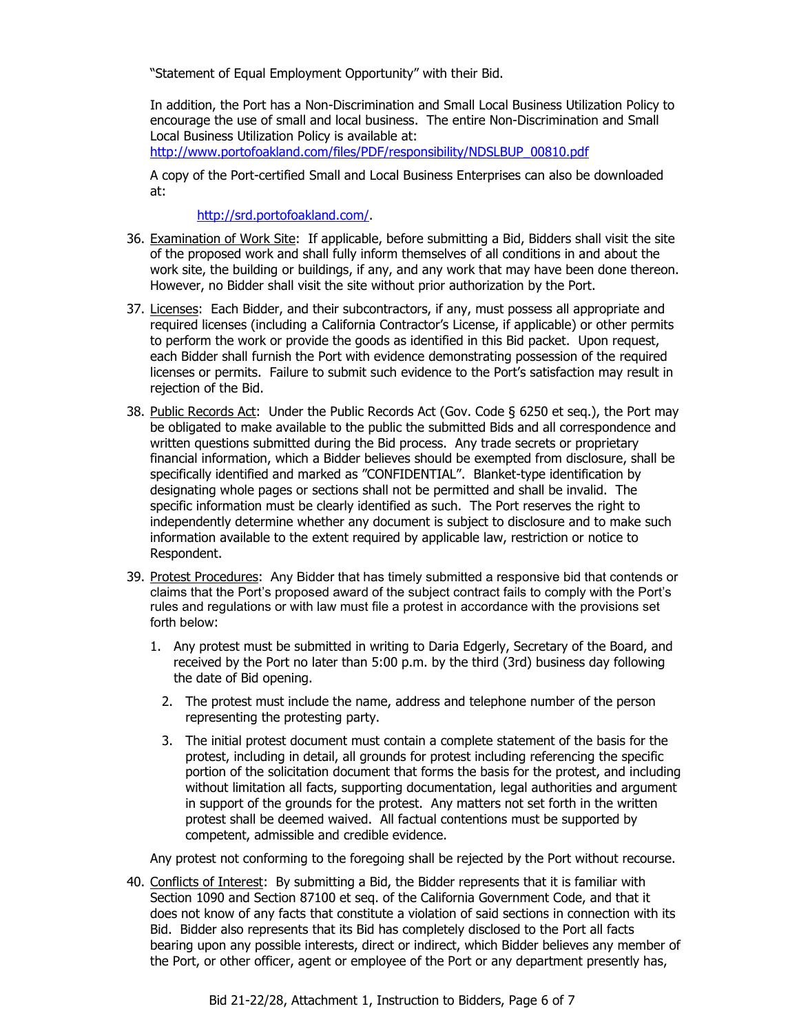"Statement of Equal Employment Opportunity" with their Bid.

In addition, the Port has a Non-Discrimination and Small Local Business Utilization Policy to encourage the use of small and local business. The entire Non-Discrimination and Small Local Business Utilization Policy is available at: http://www.portofoakland.com/files/PDF/responsibility/NDSLBUP_00810.pdf

A copy of the Port-certified Small and Local Business Enterprises can also be downloaded at:

http://srd.portofoakland.com/.

36. Examination of Work Site: If applicable, before submitting a Bid, Bidders shall visit the site of the proposed work and shall fully inform themselves of all conditions in and about the work site, the building or buildings, if any, and any work that may have been done thereon. However, no Bidder shall visit the site without prior authorization by the Port.

37. Licenses: Each Bidder, and their subcontractors, if any, must possess all appropriate and required licenses (including a California Contractor's License, if applicable) or other permits to perform the work or provide the goods as identified in this Bid packet. Upon request, each Bidder shall furnish the Port with evidence demonstrating possession of the required licenses or permits. Failure to submit such evidence to the Port's satisfaction may result in rejection of the Bid.

38. Public Records Act: Under the Public Records Act (Gov. Code § 6250 et seq.), the Port may be obligated to make available to the public the submitted Bids and all correspondence and written questions submitted during the Bid process. Any trade secrets or proprietary financial information, which a Bidder believes should be exempted from disclosure, shall be specifically identified and marked as "CONFIDENTIAL". Blanket-type identification by designating whole pages or sections shall not be permitted and shall be invalid. The specific information must be clearly identified as such. The Port reserves the right to independently determine whether any document is subject to disclosure and to make such information available to the extent required by applicable law, restriction or notice to Respondent.

39. Protest Procedures: Any Bidder that has timely submitted a responsive bid that contends or claims that the Port's proposed award of the subject contract fails to comply with the Port's rules and regulations or with law must file a protest in accordance with the provisions set forth below:

    1. Any protest must be submitted in writing to Daria Edgerly, Secretary of the Board, and received by the Port no later than 5:00 p.m. by the third (3rd) business day following the date of Bid opening.

    2. The protest must include the name, address and telephone number of the person representing the protesting party.

    3. The initial protest document must contain a complete statement of the basis for the protest, including in detail, all grounds for protest including referencing the specific portion of the solicitation document that forms the basis for the protest, and including without limitation all facts, supporting documentation, legal authorities and argument in support of the grounds for the protest. Any matters not set forth in the written protest shall be deemed waived. All factual contentions must be supported by competent, admissible and credible evidence.

    Any protest not conforming to the foregoing shall be rejected by the Port without recourse.

40. Conflicts of Interest: By submitting a Bid, the Bidder represents that it is familiar with Section 1090 and Section 87100 et seq. of the California Government Code, and that it does not know of any facts that constitute a violation of said sections in connection with its Bid. Bidder also represents that its Bid has completely disclosed to the Port all facts bearing upon any possible interests, direct or indirect, which Bidder believes any member of the Port, or other officer, agent or employee of the Port or any department presently has,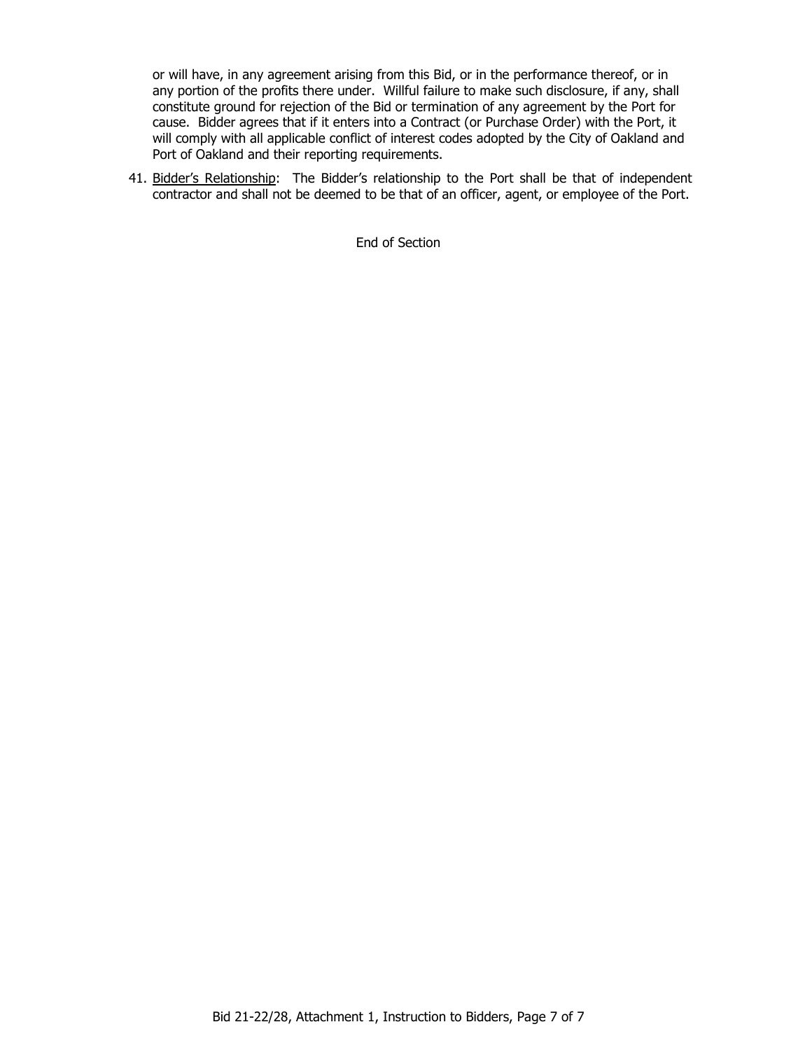or will have, in any agreement arising from this Bid, or in the performance thereof, or in any portion of the profits there under. Willful failure to make such disclosure, if any, shall constitute ground for rejection of the Bid or termination of any agreement by the Port for cause. Bidder agrees that if it enters into a Contract (or Purchase Order) with the Port, it will comply with all applicable conflict of interest codes adopted by the City of Oakland and Port of Oakland and their reporting requirements.

41. Bidder's Relationship: The Bidder's relationship to the Port shall be that of independent contractor and shall not be deemed to be that of an officer, agent, or employee of the Port.

End of Section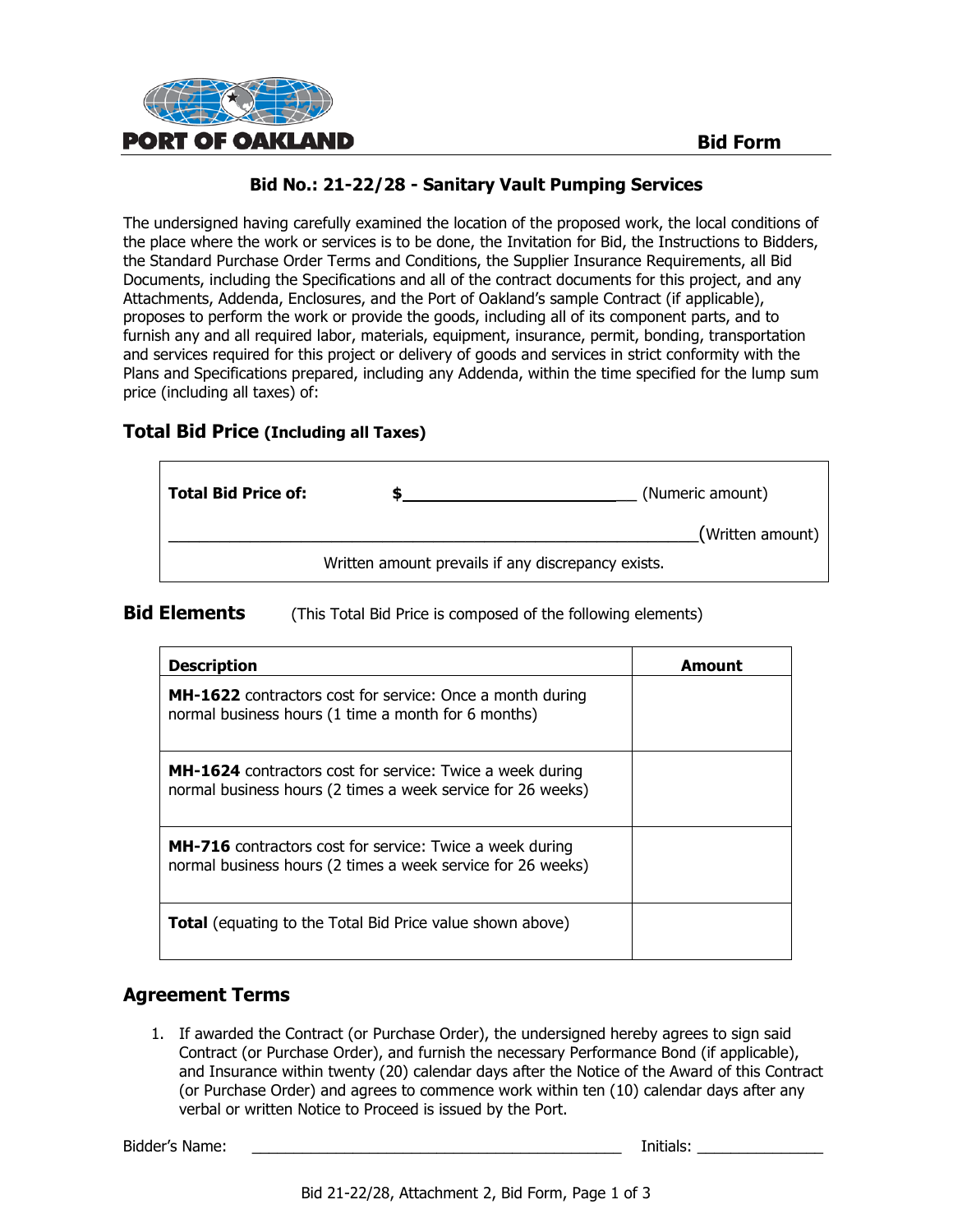PORT OF OAKLAND

**Bid Form**

## Bid No.: 21-22/28 - Sanitary Vault Pumping Services

The undersigned having carefully examined the location of the proposed work, the local conditions of the place where the work or services is to be done, the Invitation for Bid, the Instructions to Bidders, the Standard Purchase Order Terms and Conditions, the Supplier Insurance Requirements, all Bid Documents, including the Specifications and all of the contract documents for this project, and any Attachments, Addenda, Enclosures, and the Port of Oakland's sample Contract (if applicable), proposes to perform the work or provide the goods, including all of its component parts, and to furnish any and all required labor, materials, equipment, insurance, permit, bonding, transportation and services required for this project or delivery of goods and services in strict conformity with the Plans and Specifications prepared, including any Addenda, within the time specified for the lump sum price (including all taxes) of:

## Total Bid Price (Including all Taxes)

**Total Bid Price of:** $__________________________ (Numeric amount)

____________________________________________________________(Written amount)

Written amount prevails if any discrepancy exists.

## Bid Elements

(This Total Bid Price is composed of the following elements)

| Description | Amount |
|---|---|
| **MH-1622** contractors cost for service: Once a month during normal business hours (1 time a month for 6 months) | |
| **MH-1624** contractors cost for service: Twice a week during normal business hours (2 times a week service for 26 weeks) | |
| **MH-716** contractors cost for service: Twice a week during normal business hours (2 times a week service for 26 weeks) | |
| **Total** (equating to the Total Bid Price value shown above) | |

## Agreement Terms

1. If awarded the Contract (or Purchase Order), the undersigned hereby agrees to sign said Contract (or Purchase Order), and furnish the necessary Performance Bond (if applicable), and Insurance within twenty (20) calendar days after the Notice of the Award of this Contract (or Purchase Order) and agrees to commence work within ten (10) calendar days after any verbal or written Notice to Proceed is issued by the Port.

Bidder's Name: _____________________________________________ Initials: _______________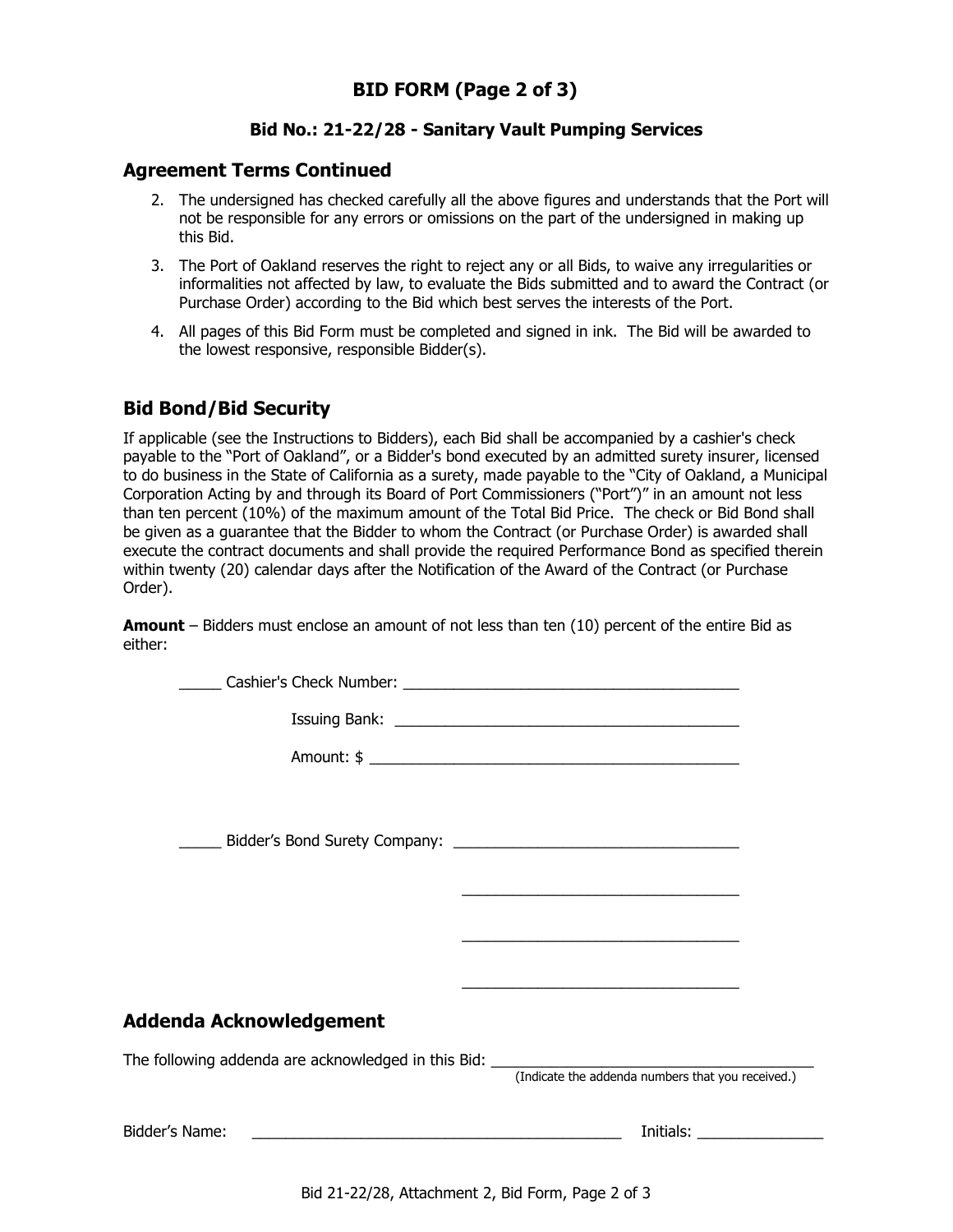# BID FORM (Page 2 of 3)

### Bid No.: 21-22/28 - Sanitary Vault Pumping Services

## Agreement Terms Continued

2. The undersigned has checked carefully all the above figures and understands that the Port will not be responsible for any errors or omissions on the part of the undersigned in making up this Bid.
3. The Port of Oakland reserves the right to reject any or all Bids, to waive any irregularities or informalities not affected by law, to evaluate the Bids submitted and to award the Contract (or Purchase Order) according to the Bid which best serves the interests of the Port.
4. All pages of this Bid Form must be completed and signed in ink. The Bid will be awarded to the lowest responsive, responsible Bidder(s).

## Bid Bond/Bid Security

If applicable (see the Instructions to Bidders), each Bid shall be accompanied by a cashier's check payable to the "Port of Oakland", or a Bidder's bond executed by an admitted surety insurer, licensed to do business in the State of California as a surety, made payable to the "City of Oakland, a Municipal Corporation Acting by and through its Board of Port Commissioners ("Port")" in an amount not less than ten percent (10%) of the maximum amount of the Total Bid Price. The check or Bid Bond shall be given as a guarantee that the Bidder to whom the Contract (or Purchase Order) is awarded shall execute the contract documents and shall provide the required Performance Bond as specified therein within twenty (20) calendar days after the Notification of the Award of the Contract (or Purchase Order).

**Amount** – Bidders must enclose an amount of not less than ten (10) percent of the entire Bid as either:

_____ Cashier's Check Number: ________________________________________

Issuing Bank: ________________________________________

Amount: $ ________________________________________

_____ Bidder's Bond Surety Company: ________________________________

________________________________

________________________________

________________________________

## Addenda Acknowledgement

The following addenda are acknowledged in this Bid: ______________________________________
(Indicate the addenda numbers that you received.)

Bidder's Name: ____________________________________________ Initials: _______________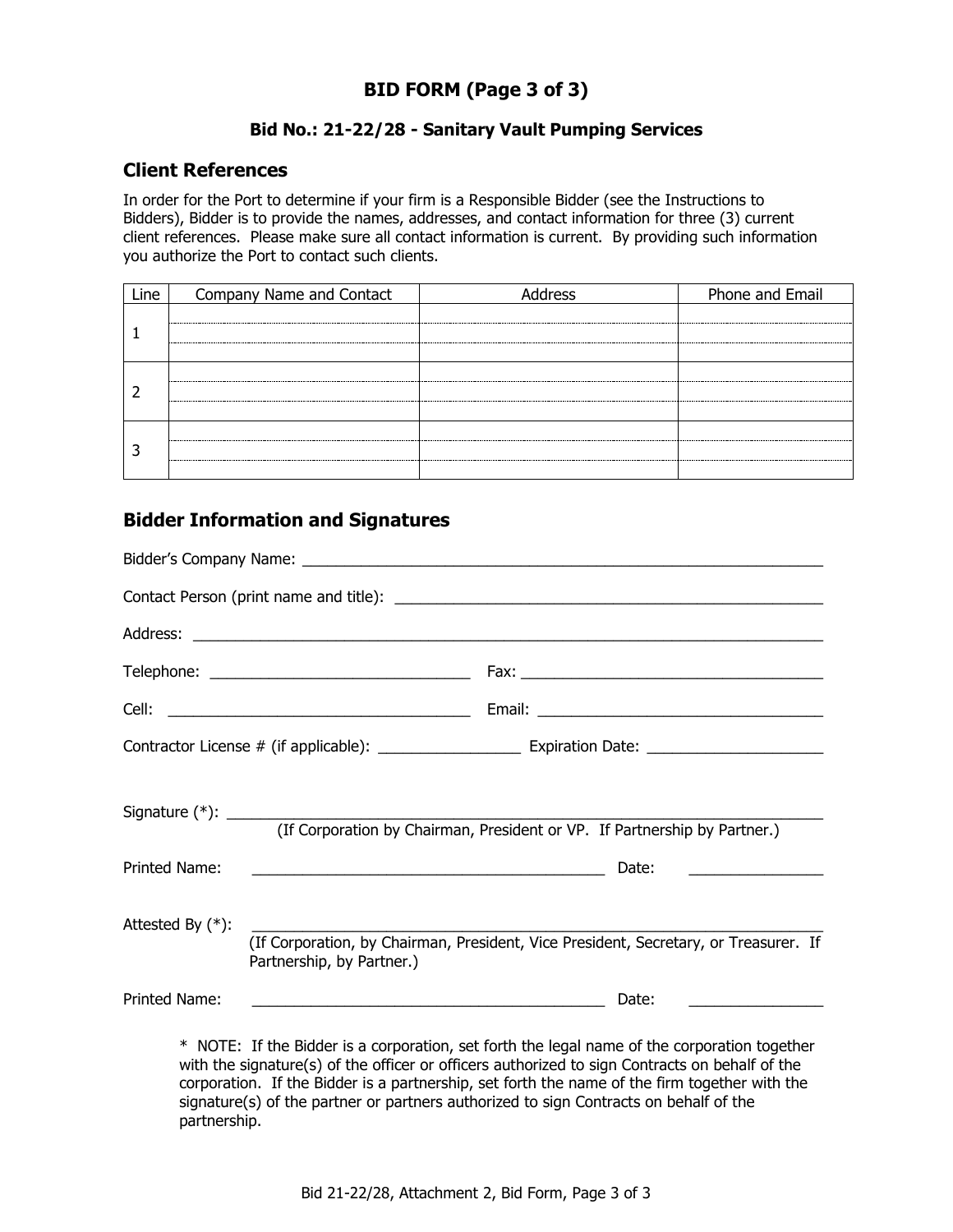# BID FORM (Page 3 of 3)

### Bid No.: 21-22/28 - Sanitary Vault Pumping Services

## Client References

In order for the Port to determine if your firm is a Responsible Bidder (see the Instructions to Bidders), Bidder is to provide the names, addresses, and contact information for three (3) current client references. Please make sure all contact information is current. By providing such information you authorize the Port to contact such clients.

| Line | Company Name and Contact | Address | Phone and Email |
|---|---|---|---|
| 1 | | | |
| 2 | | | |
| 3 | | | |

## Bidder Information and Signatures

Bidder's Company Name: ___________________________________________________________

Contact Person (print name and title): ______________________________________________

Address: _______________________________________________________________________

Telephone: ______________________________ Fax: ___________________________________

Cell: ___________________________________ Email: _________________________________

Contractor License # (if applicable): ________________ Expiration Date: ____________________

Signature (*): ____________________________________________________________________
(If Corporation by Chairman, President or VP. If Partnership by Partner.)

Printed Name: ________________________________________ Date: _______________

Attested By (*): __________________________________________________________________
(If Corporation, by Chairman, President, Vice President, Secretary, or Treasurer. If Partnership, by Partner.)

Printed Name: ________________________________________ Date: _______________

\* NOTE: If the Bidder is a corporation, set forth the legal name of the corporation together with the signature(s) of the officer or officers authorized to sign Contracts on behalf of the corporation. If the Bidder is a partnership, set forth the name of the firm together with the signature(s) of the partner or partners authorized to sign Contracts on behalf of the partnership.

Bid 21-22/28, Attachment 2, Bid Form, Page 3 of 3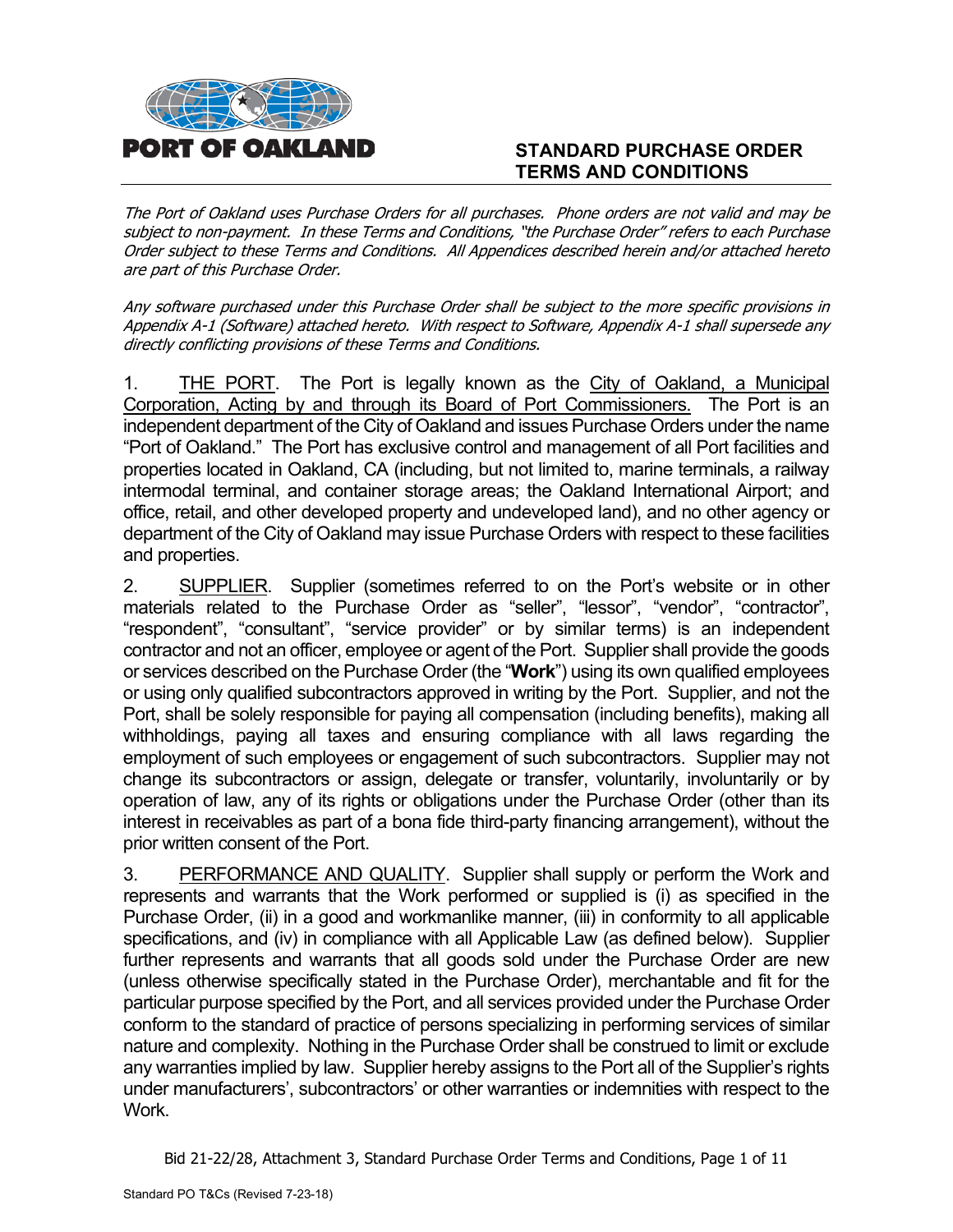PORT OF OAKLAND

# STANDARD PURCHASE ORDER TERMS AND CONDITIONS

*The Port of Oakland uses Purchase Orders for all purchases. Phone orders are not valid and may be subject to non-payment. In these Terms and Conditions, "the Purchase Order" refers to each Purchase Order subject to these Terms and Conditions. All Appendices described herein and/or attached hereto are part of this Purchase Order.*

*Any software purchased under this Purchase Order shall be subject to the more specific provisions in Appendix A-1 (Software) attached hereto. With respect to Software, Appendix A-1 shall supersede any directly conflicting provisions of these Terms and Conditions.*

1. THE PORT. The Port is legally known as the City of Oakland, a Municipal Corporation, Acting by and through its Board of Port Commissioners. The Port is an independent department of the City of Oakland and issues Purchase Orders under the name "Port of Oakland." The Port has exclusive control and management of all Port facilities and properties located in Oakland, CA (including, but not limited to, marine terminals, a railway intermodal terminal, and container storage areas; the Oakland International Airport; and office, retail, and other developed property and undeveloped land), and no other agency or department of the City of Oakland may issue Purchase Orders with respect to these facilities and properties.

2. SUPPLIER. Supplier (sometimes referred to on the Port's website or in other materials related to the Purchase Order as "seller", "lessor", "vendor", "contractor", "respondent", "consultant", "service provider" or by similar terms) is an independent contractor and not an officer, employee or agent of the Port. Supplier shall provide the goods or services described on the Purchase Order (the "**Work**") using its own qualified employees or using only qualified subcontractors approved in writing by the Port. Supplier, and not the Port, shall be solely responsible for paying all compensation (including benefits), making all withholdings, paying all taxes and ensuring compliance with all laws regarding the employment of such employees or engagement of such subcontractors. Supplier may not change its subcontractors or assign, delegate or transfer, voluntarily, involuntarily or by operation of law, any of its rights or obligations under the Purchase Order (other than its interest in receivables as part of a bona fide third-party financing arrangement), without the prior written consent of the Port.

3. PERFORMANCE AND QUALITY. Supplier shall supply or perform the Work and represents and warrants that the Work performed or supplied is (i) as specified in the Purchase Order, (ii) in a good and workmanlike manner, (iii) in conformity to all applicable specifications, and (iv) in compliance with all Applicable Law (as defined below). Supplier further represents and warrants that all goods sold under the Purchase Order are new (unless otherwise specifically stated in the Purchase Order), merchantable and fit for the particular purpose specified by the Port, and all services provided under the Purchase Order conform to the standard of practice of persons specializing in performing services of similar nature and complexity. Nothing in the Purchase Order shall be construed to limit or exclude any warranties implied by law. Supplier hereby assigns to the Port all of the Supplier's rights under manufacturers', subcontractors' or other warranties or indemnities with respect to the Work.

Bid 21-22/28, Attachment 3, Standard Purchase Order Terms and Conditions

Standard PO T&Cs (Revised 7-23-18)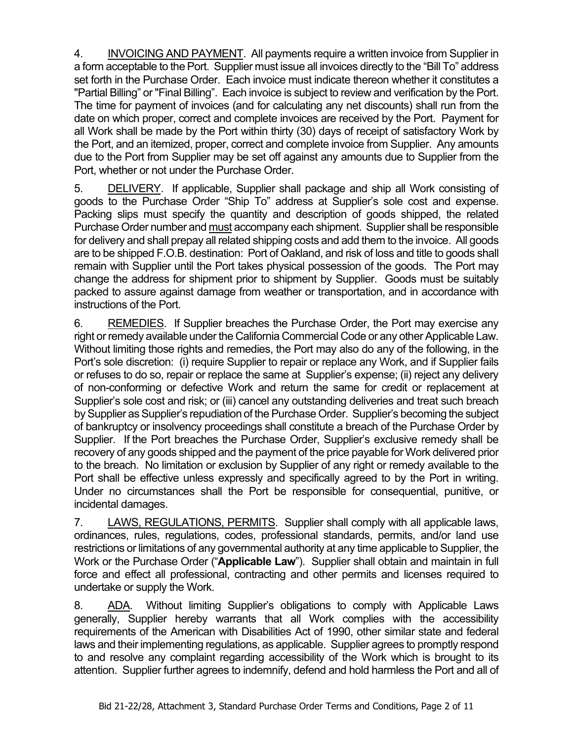4. INVOICING AND PAYMENT. All payments require a written invoice from Supplier in a form acceptable to the Port. Supplier must issue all invoices directly to the "Bill To" address set forth in the Purchase Order. Each invoice must indicate thereon whether it constitutes a "Partial Billing" or "Final Billing". Each invoice is subject to review and verification by the Port. The time for payment of invoices (and for calculating any net discounts) shall run from the date on which proper, correct and complete invoices are received by the Port. Payment for all Work shall be made by the Port within thirty (30) days of receipt of satisfactory Work by the Port, and an itemized, proper, correct and complete invoice from Supplier. Any amounts due to the Port from Supplier may be set off against any amounts due to Supplier from the Port, whether or not under the Purchase Order.

5. DELIVERY. If applicable, Supplier shall package and ship all Work consisting of goods to the Purchase Order "Ship To" address at Supplier's sole cost and expense. Packing slips must specify the quantity and description of goods shipped, the related Purchase Order number and must accompany each shipment. Supplier shall be responsible for delivery and shall prepay all related shipping costs and add them to the invoice. All goods are to be shipped F.O.B. destination: Port of Oakland, and risk of loss and title to goods shall remain with Supplier until the Port takes physical possession of the goods. The Port may change the address for shipment prior to shipment by Supplier. Goods must be suitably packed to assure against damage from weather or transportation, and in accordance with instructions of the Port.

6. REMEDIES. If Supplier breaches the Purchase Order, the Port may exercise any right or remedy available under the California Commercial Code or any other Applicable Law. Without limiting those rights and remedies, the Port may also do any of the following, in the Port's sole discretion: (i) require Supplier to repair or replace any Work, and if Supplier fails or refuses to do so, repair or replace the same at Supplier's expense; (ii) reject any delivery of non-conforming or defective Work and return the same for credit or replacement at Supplier's sole cost and risk; or (iii) cancel any outstanding deliveries and treat such breach by Supplier as Supplier's repudiation of the Purchase Order. Supplier's becoming the subject of bankruptcy or insolvency proceedings shall constitute a breach of the Purchase Order by Supplier. If the Port breaches the Purchase Order, Supplier's exclusive remedy shall be recovery of any goods shipped and the payment of the price payable for Work delivered prior to the breach. No limitation or exclusion by Supplier of any right or remedy available to the Port shall be effective unless expressly and specifically agreed to by the Port in writing. Under no circumstances shall the Port be responsible for consequential, punitive, or incidental damages.

7. LAWS, REGULATIONS, PERMITS. Supplier shall comply with all applicable laws, ordinances, rules, regulations, codes, professional standards, permits, and/or land use restrictions or limitations of any governmental authority at any time applicable to Supplier, the Work or the Purchase Order ("**Applicable Law**"). Supplier shall obtain and maintain in full force and effect all professional, contracting and other permits and licenses required to undertake or supply the Work.

8. ADA. Without limiting Supplier's obligations to comply with Applicable Laws generally, Supplier hereby warrants that all Work complies with the accessibility requirements of the American with Disabilities Act of 1990, other similar state and federal laws and their implementing regulations, as applicable. Supplier agrees to promptly respond to and resolve any complaint regarding accessibility of the Work which is brought to its attention. Supplier further agrees to indemnify, defend and hold harmless the Port and all of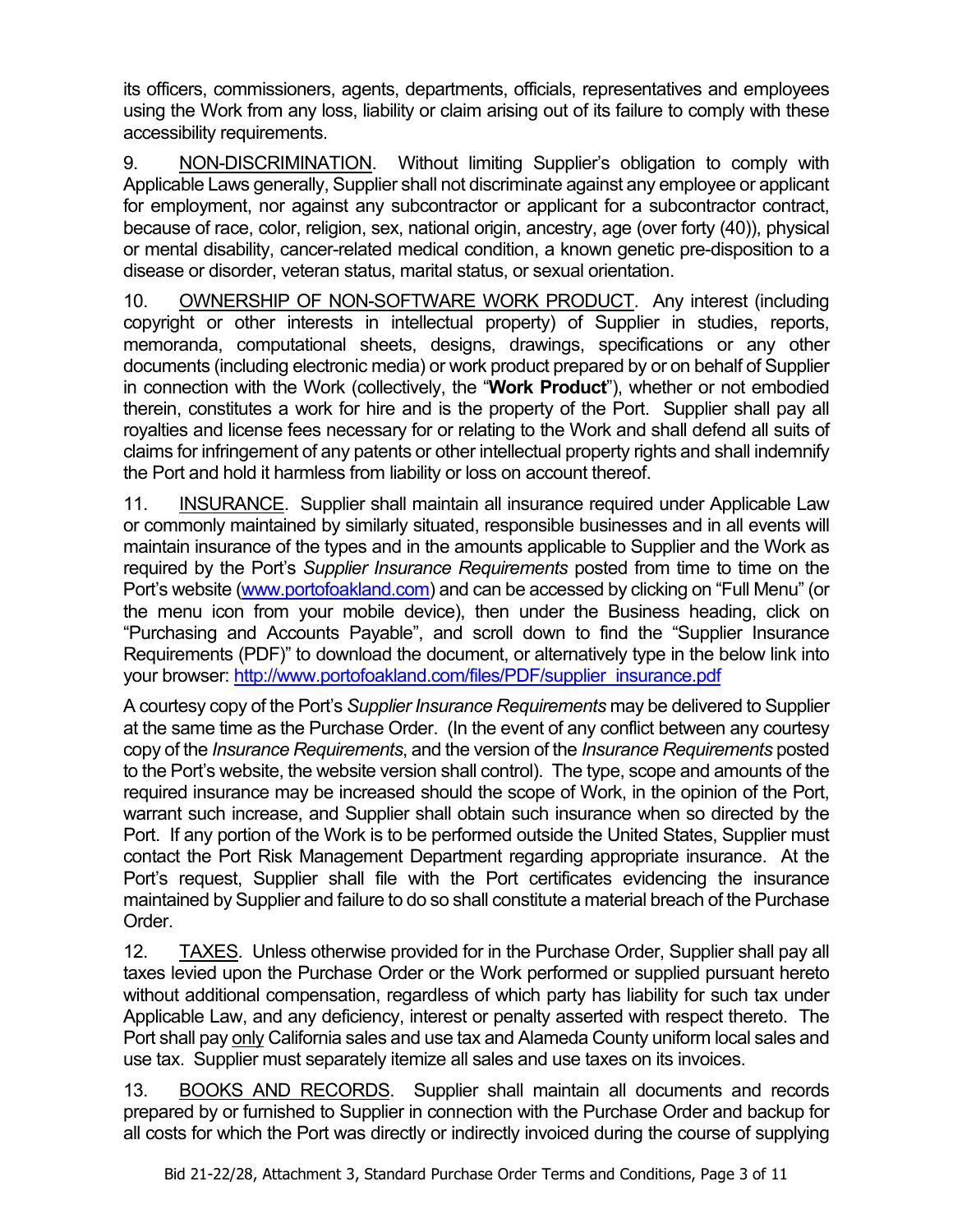its officers, commissioners, agents, departments, officials, representatives and employees using the Work from any loss, liability or claim arising out of its failure to comply with these accessibility requirements.

9. NON-DISCRIMINATION. Without limiting Supplier's obligation to comply with Applicable Laws generally, Supplier shall not discriminate against any employee or applicant for employment, nor against any subcontractor or applicant for a subcontractor contract, because of race, color, religion, sex, national origin, ancestry, age (over forty (40)), physical or mental disability, cancer-related medical condition, a known genetic pre-disposition to a disease or disorder, veteran status, marital status, or sexual orientation.

10. OWNERSHIP OF NON-SOFTWARE WORK PRODUCT. Any interest (including copyright or other interests in intellectual property) of Supplier in studies, reports, memoranda, computational sheets, designs, drawings, specifications or any other documents (including electronic media) or work product prepared by or on behalf of Supplier in connection with the Work (collectively, the "**Work Product**"), whether or not embodied therein, constitutes a work for hire and is the property of the Port. Supplier shall pay all royalties and license fees necessary for or relating to the Work and shall defend all suits of claims for infringement of any patents or other intellectual property rights and shall indemnify the Port and hold it harmless from liability or loss on account thereof.

11. INSURANCE. Supplier shall maintain all insurance required under Applicable Law or commonly maintained by similarly situated, responsible businesses and in all events will maintain insurance of the types and in the amounts applicable to Supplier and the Work as required by the Port's *Supplier Insurance Requirements* posted from time to time on the Port's website (www.portofoakland.com) and can be accessed by clicking on "Full Menu" (or the menu icon from your mobile device), then under the Business heading, click on "Purchasing and Accounts Payable", and scroll down to find the "Supplier Insurance Requirements (PDF)" to download the document, or alternatively type in the below link into your browser: http://www.portofoakland.com/files/PDF/supplier_insurance.pdf

A courtesy copy of the Port's *Supplier Insurance Requirements* may be delivered to Supplier at the same time as the Purchase Order. (In the event of any conflict between any courtesy copy of the *Insurance Requirements*, and the version of the *Insurance Requirements* posted to the Port's website, the website version shall control). The type, scope and amounts of the required insurance may be increased should the scope of Work, in the opinion of the Port, warrant such increase, and Supplier shall obtain such insurance when so directed by the Port. If any portion of the Work is to be performed outside the United States, Supplier must contact the Port Risk Management Department regarding appropriate insurance. At the Port's request, Supplier shall file with the Port certificates evidencing the insurance maintained by Supplier and failure to do so shall constitute a material breach of the Purchase Order.

12. TAXES. Unless otherwise provided for in the Purchase Order, Supplier shall pay all taxes levied upon the Purchase Order or the Work performed or supplied pursuant hereto without additional compensation, regardless of which party has liability for such tax under Applicable Law, and any deficiency, interest or penalty asserted with respect thereto. The Port shall pay only California sales and use tax and Alameda County uniform local sales and use tax. Supplier must separately itemize all sales and use taxes on its invoices.

13. BOOKS AND RECORDS. Supplier shall maintain all documents and records prepared by or furnished to Supplier in connection with the Purchase Order and backup for all costs for which the Port was directly or indirectly invoiced during the course of supplying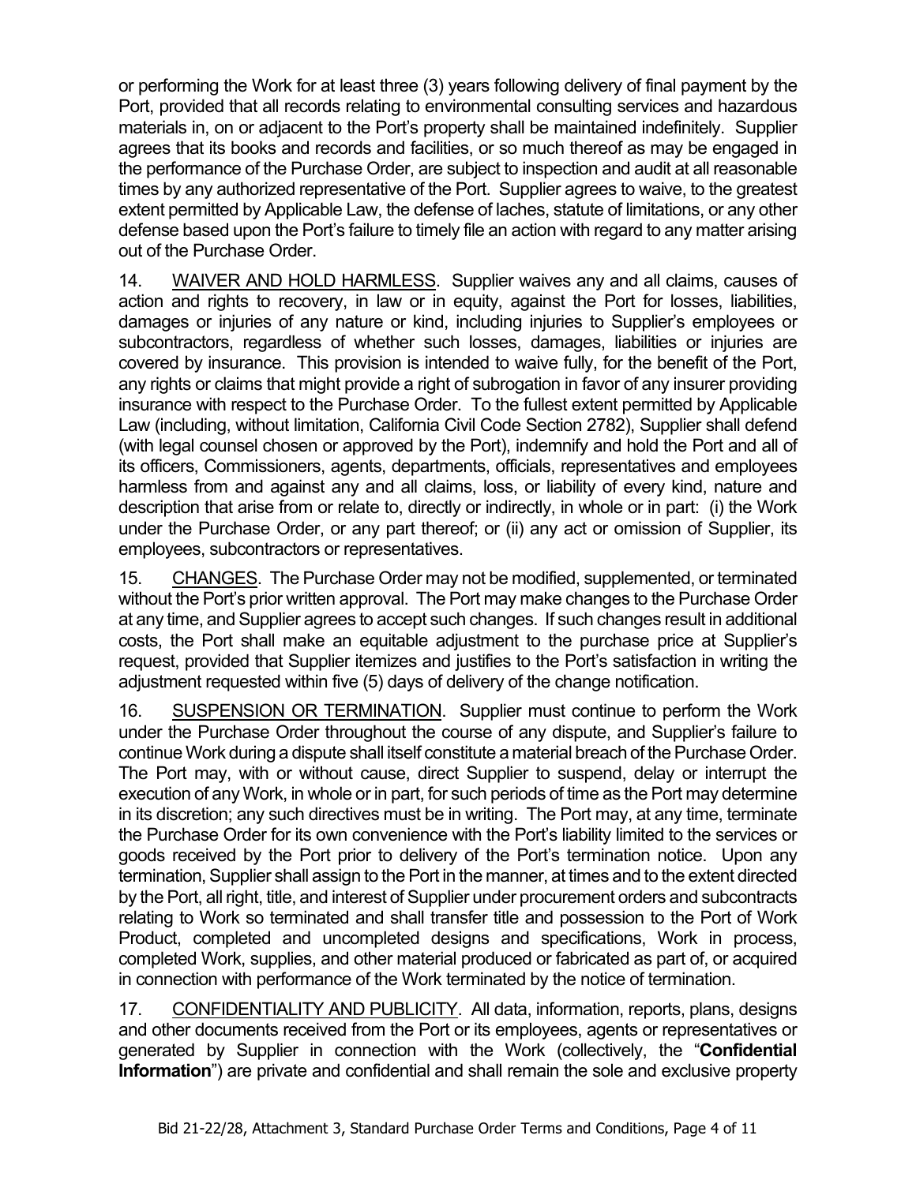or performing the Work for at least three (3) years following delivery of final payment by the Port, provided that all records relating to environmental consulting services and hazardous materials in, on or adjacent to the Port's property shall be maintained indefinitely. Supplier agrees that its books and records and facilities, or so much thereof as may be engaged in the performance of the Purchase Order, are subject to inspection and audit at all reasonable times by any authorized representative of the Port. Supplier agrees to waive, to the greatest extent permitted by Applicable Law, the defense of laches, statute of limitations, or any other defense based upon the Port's failure to timely file an action with regard to any matter arising out of the Purchase Order.

14. <u>WAIVER AND HOLD HARMLESS</u>. Supplier waives any and all claims, causes of action and rights to recovery, in law or in equity, against the Port for losses, liabilities, damages or injuries of any nature or kind, including injuries to Supplier's employees or subcontractors, regardless of whether such losses, damages, liabilities or injuries are covered by insurance. This provision is intended to waive fully, for the benefit of the Port, any rights or claims that might provide a right of subrogation in favor of any insurer providing insurance with respect to the Purchase Order. To the fullest extent permitted by Applicable Law (including, without limitation, California Civil Code Section 2782), Supplier shall defend (with legal counsel chosen or approved by the Port), indemnify and hold the Port and all of its officers, Commissioners, agents, departments, officials, representatives and employees harmless from and against any and all claims, loss, or liability of every kind, nature and description that arise from or relate to, directly or indirectly, in whole or in part: (i) the Work under the Purchase Order, or any part thereof; or (ii) any act or omission of Supplier, its employees, subcontractors or representatives.

15. <u>CHANGES</u>. The Purchase Order may not be modified, supplemented, or terminated without the Port's prior written approval. The Port may make changes to the Purchase Order at any time, and Supplier agrees to accept such changes. If such changes result in additional costs, the Port shall make an equitable adjustment to the purchase price at Supplier's request, provided that Supplier itemizes and justifies to the Port's satisfaction in writing the adjustment requested within five (5) days of delivery of the change notification.

16. <u>SUSPENSION OR TERMINATION</u>. Supplier must continue to perform the Work under the Purchase Order throughout the course of any dispute, and Supplier's failure to continue Work during a dispute shall itself constitute a material breach of the Purchase Order. The Port may, with or without cause, direct Supplier to suspend, delay or interrupt the execution of any Work, in whole or in part, for such periods of time as the Port may determine in its discretion; any such directives must be in writing. The Port may, at any time, terminate the Purchase Order for its own convenience with the Port's liability limited to the services or goods received by the Port prior to delivery of the Port's termination notice. Upon any termination, Supplier shall assign to the Port in the manner, at times and to the extent directed by the Port, all right, title, and interest of Supplier under procurement orders and subcontracts relating to Work so terminated and shall transfer title and possession to the Port of Work Product, completed and uncompleted designs and specifications, Work in process, completed Work, supplies, and other material produced or fabricated as part of, or acquired in connection with performance of the Work terminated by the notice of termination.

17. <u>CONFIDENTIALITY AND PUBLICITY</u>. All data, information, reports, plans, designs and other documents received from the Port or its employees, agents or representatives or generated by Supplier in connection with the Work (collectively, the "**Confidential Information**") are private and confidential and shall remain the sole and exclusive property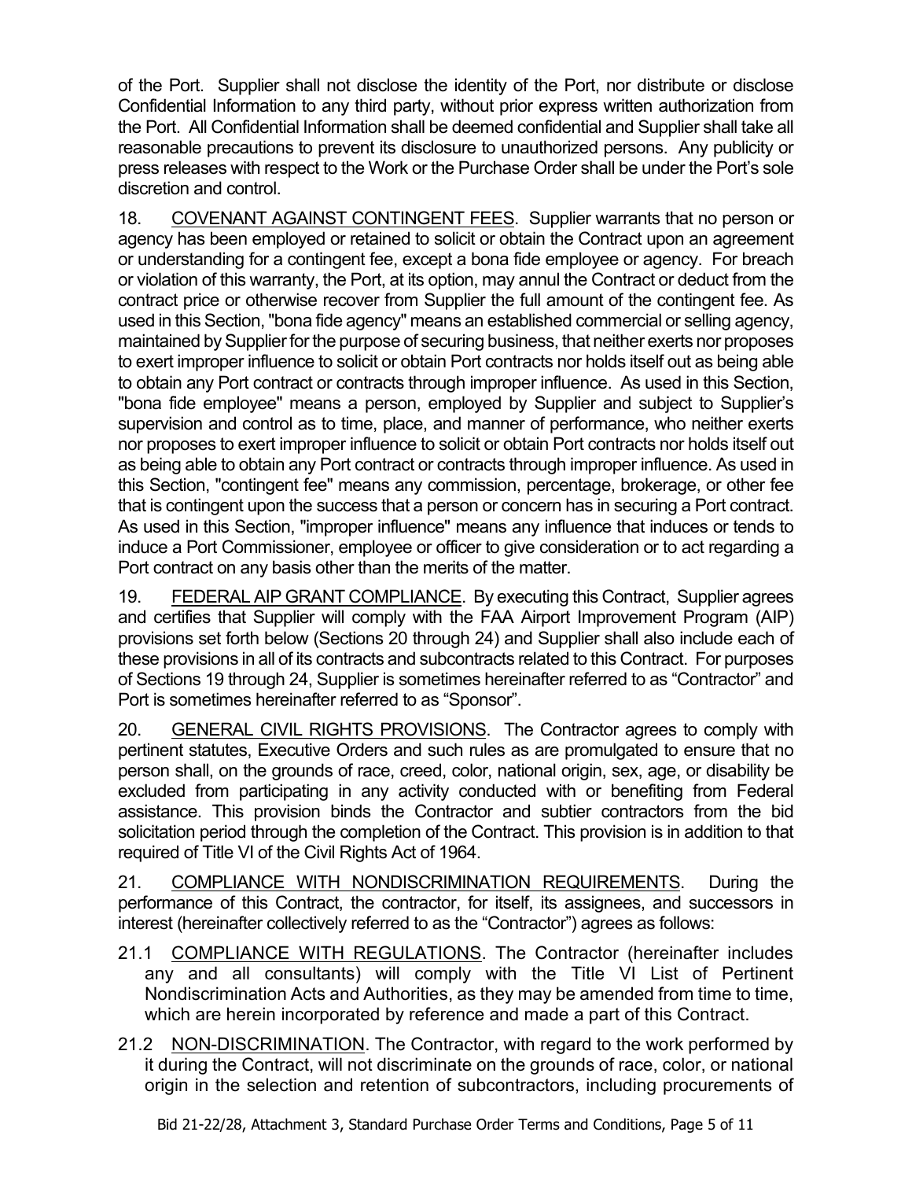of the Port. Supplier shall not disclose the identity of the Port, nor distribute or disclose Confidential Information to any third party, without prior express written authorization from the Port. All Confidential Information shall be deemed confidential and Supplier shall take all reasonable precautions to prevent its disclosure to unauthorized persons. Any publicity or press releases with respect to the Work or the Purchase Order shall be under the Port's sole discretion and control.

18. COVENANT AGAINST CONTINGENT FEES. Supplier warrants that no person or agency has been employed or retained to solicit or obtain the Contract upon an agreement or understanding for a contingent fee, except a bona fide employee or agency. For breach or violation of this warranty, the Port, at its option, may annul the Contract or deduct from the contract price or otherwise recover from Supplier the full amount of the contingent fee. As used in this Section, "bona fide agency" means an established commercial or selling agency, maintained by Supplier for the purpose of securing business, that neither exerts nor proposes to exert improper influence to solicit or obtain Port contracts nor holds itself out as being able to obtain any Port contract or contracts through improper influence. As used in this Section, "bona fide employee" means a person, employed by Supplier and subject to Supplier's supervision and control as to time, place, and manner of performance, who neither exerts nor proposes to exert improper influence to solicit or obtain Port contracts nor holds itself out as being able to obtain any Port contract or contracts through improper influence. As used in this Section, "contingent fee" means any commission, percentage, brokerage, or other fee that is contingent upon the success that a person or concern has in securing a Port contract. As used in this Section, "improper influence" means any influence that induces or tends to induce a Port Commissioner, employee or officer to give consideration or to act regarding a Port contract on any basis other than the merits of the matter.

19. FEDERAL AIP GRANT COMPLIANCE. By executing this Contract, Supplier agrees and certifies that Supplier will comply with the FAA Airport Improvement Program (AIP) provisions set forth below (Sections 20 through 24) and Supplier shall also include each of these provisions in all of its contracts and subcontracts related to this Contract. For purposes of Sections 19 through 24, Supplier is sometimes hereinafter referred to as "Contractor" and Port is sometimes hereinafter referred to as "Sponsor".

20. GENERAL CIVIL RIGHTS PROVISIONS. The Contractor agrees to comply with pertinent statutes, Executive Orders and such rules as are promulgated to ensure that no person shall, on the grounds of race, creed, color, national origin, sex, age, or disability be excluded from participating in any activity conducted with or benefiting from Federal assistance. This provision binds the Contractor and subtier contractors from the bid solicitation period through the completion of the Contract. This provision is in addition to that required of Title VI of the Civil Rights Act of 1964.

21. COMPLIANCE WITH NONDISCRIMINATION REQUIREMENTS. During the performance of this Contract, the contractor, for itself, its assignees, and successors in interest (hereinafter collectively referred to as the "Contractor") agrees as follows:

21.1 COMPLIANCE WITH REGULATIONS. The Contractor (hereinafter includes any and all consultants) will comply with the Title VI List of Pertinent Nondiscrimination Acts and Authorities, as they may be amended from time to time, which are herein incorporated by reference and made a part of this Contract.

21.2 NON-DISCRIMINATION. The Contractor, with regard to the work performed by it during the Contract, will not discriminate on the grounds of race, color, or national origin in the selection and retention of subcontractors, including procurements of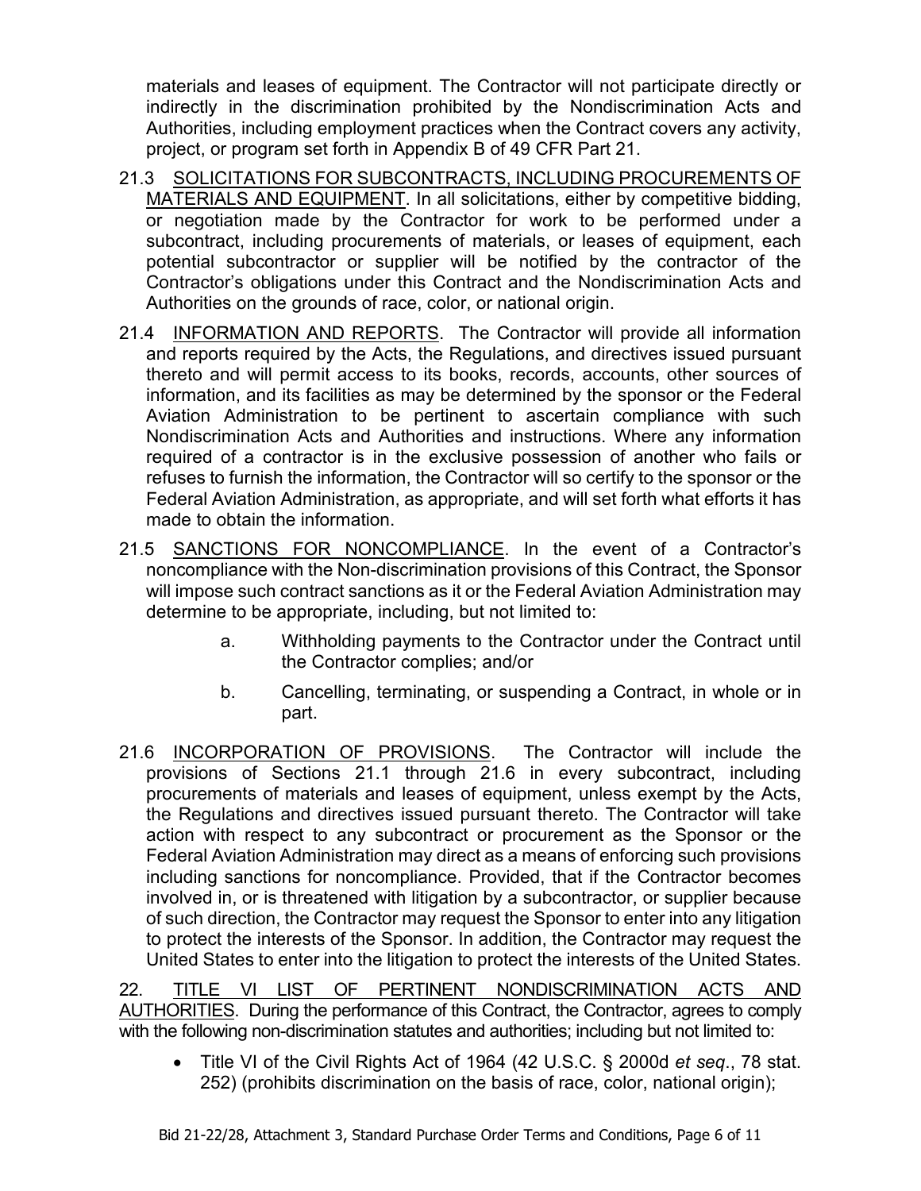materials and leases of equipment. The Contractor will not participate directly or indirectly in the discrimination prohibited by the Nondiscrimination Acts and Authorities, including employment practices when the Contract covers any activity, project, or program set forth in Appendix B of 49 CFR Part 21.

21.3 SOLICITATIONS FOR SUBCONTRACTS, INCLUDING PROCUREMENTS OF MATERIALS AND EQUIPMENT. In all solicitations, either by competitive bidding, or negotiation made by the Contractor for work to be performed under a subcontract, including procurements of materials, or leases of equipment, each potential subcontractor or supplier will be notified by the contractor of the Contractor's obligations under this Contract and the Nondiscrimination Acts and Authorities on the grounds of race, color, or national origin.

21.4 INFORMATION AND REPORTS. The Contractor will provide all information and reports required by the Acts, the Regulations, and directives issued pursuant thereto and will permit access to its books, records, accounts, other sources of information, and its facilities as may be determined by the sponsor or the Federal Aviation Administration to be pertinent to ascertain compliance with such Nondiscrimination Acts and Authorities and instructions. Where any information required of a contractor is in the exclusive possession of another who fails or refuses to furnish the information, the Contractor will so certify to the sponsor or the Federal Aviation Administration, as appropriate, and will set forth what efforts it has made to obtain the information.

21.5 SANCTIONS FOR NONCOMPLIANCE. In the event of a Contractor's noncompliance with the Non-discrimination provisions of this Contract, the Sponsor will impose such contract sanctions as it or the Federal Aviation Administration may determine to be appropriate, including, but not limited to:

a. Withholding payments to the Contractor under the Contract until the Contractor complies; and/or

b. Cancelling, terminating, or suspending a Contract, in whole or in part.

21.6 INCORPORATION OF PROVISIONS. The Contractor will include the provisions of Sections 21.1 through 21.6 in every subcontract, including procurements of materials and leases of equipment, unless exempt by the Acts, the Regulations and directives issued pursuant thereto. The Contractor will take action with respect to any subcontract or procurement as the Sponsor or the Federal Aviation Administration may direct as a means of enforcing such provisions including sanctions for noncompliance. Provided, that if the Contractor becomes involved in, or is threatened with litigation by a subcontractor, or supplier because of such direction, the Contractor may request the Sponsor to enter into any litigation to protect the interests of the Sponsor. In addition, the Contractor may request the United States to enter into the litigation to protect the interests of the United States.

22. TITLE VI LIST OF PERTINENT NONDISCRIMINATION ACTS AND AUTHORITIES. During the performance of this Contract, the Contractor, agrees to comply with the following non-discrimination statutes and authorities; including but not limited to:

- Title VI of the Civil Rights Act of 1964 (42 U.S.C. § 2000d *et seq*., 78 stat. 252) (prohibits discrimination on the basis of race, color, national origin);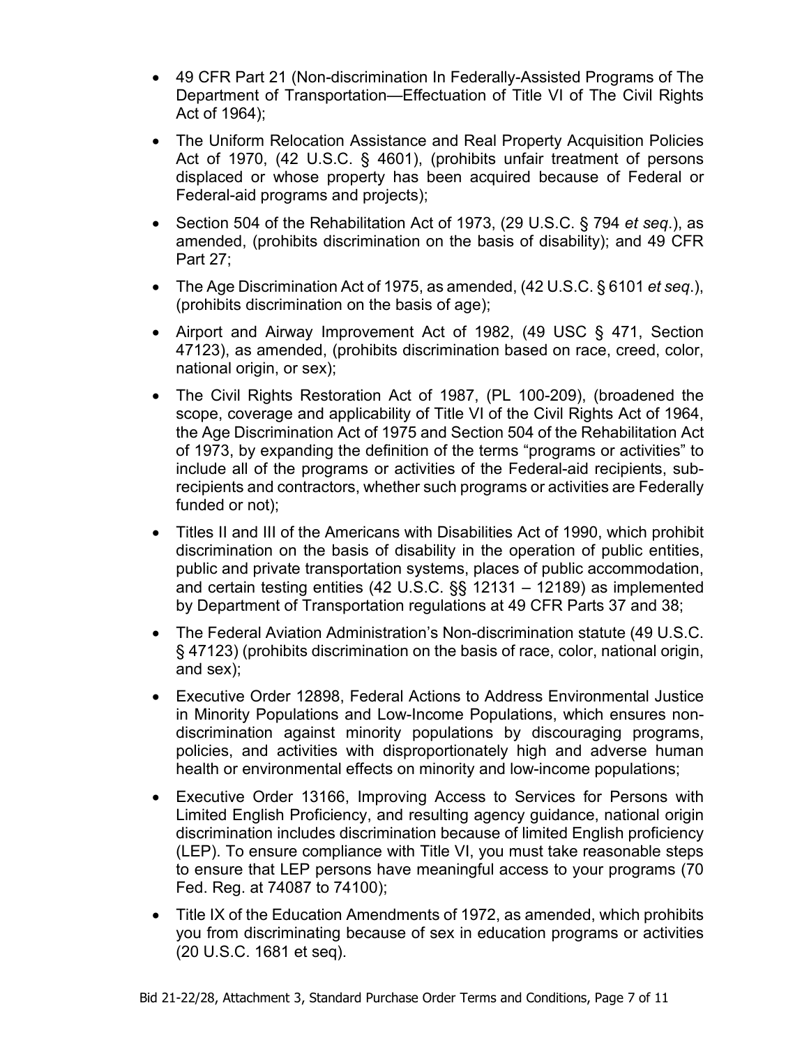- 49 CFR Part 21 (Non-discrimination In Federally-Assisted Programs of The Department of Transportation—Effectuation of Title VI of The Civil Rights Act of 1964);
- The Uniform Relocation Assistance and Real Property Acquisition Policies Act of 1970, (42 U.S.C. § 4601), (prohibits unfair treatment of persons displaced or whose property has been acquired because of Federal or Federal-aid programs and projects);
- Section 504 of the Rehabilitation Act of 1973, (29 U.S.C. § 794 *et seq*.), as amended, (prohibits discrimination on the basis of disability); and 49 CFR Part 27;
- The Age Discrimination Act of 1975, as amended, (42 U.S.C. § 6101 *et seq*.), (prohibits discrimination on the basis of age);
- Airport and Airway Improvement Act of 1982, (49 USC § 471, Section 47123), as amended, (prohibits discrimination based on race, creed, color, national origin, or sex);
- The Civil Rights Restoration Act of 1987, (PL 100-209), (broadened the scope, coverage and applicability of Title VI of the Civil Rights Act of 1964, the Age Discrimination Act of 1975 and Section 504 of the Rehabilitation Act of 1973, by expanding the definition of the terms "programs or activities" to include all of the programs or activities of the Federal-aid recipients, sub-recipients and contractors, whether such programs or activities are Federally funded or not);
- Titles II and III of the Americans with Disabilities Act of 1990, which prohibit discrimination on the basis of disability in the operation of public entities, public and private transportation systems, places of public accommodation, and certain testing entities (42 U.S.C. §§ 12131 – 12189) as implemented by Department of Transportation regulations at 49 CFR Parts 37 and 38;
- The Federal Aviation Administration's Non-discrimination statute (49 U.S.C. § 47123) (prohibits discrimination on the basis of race, color, national origin, and sex);
- Executive Order 12898, Federal Actions to Address Environmental Justice in Minority Populations and Low-Income Populations, which ensures non-discrimination against minority populations by discouraging programs, policies, and activities with disproportionately high and adverse human health or environmental effects on minority and low-income populations;
- Executive Order 13166, Improving Access to Services for Persons with Limited English Proficiency, and resulting agency guidance, national origin discrimination includes discrimination because of limited English proficiency (LEP). To ensure compliance with Title VI, you must take reasonable steps to ensure that LEP persons have meaningful access to your programs (70 Fed. Reg. at 74087 to 74100);
- Title IX of the Education Amendments of 1972, as amended, which prohibits you from discriminating because of sex in education programs or activities (20 U.S.C. 1681 et seq).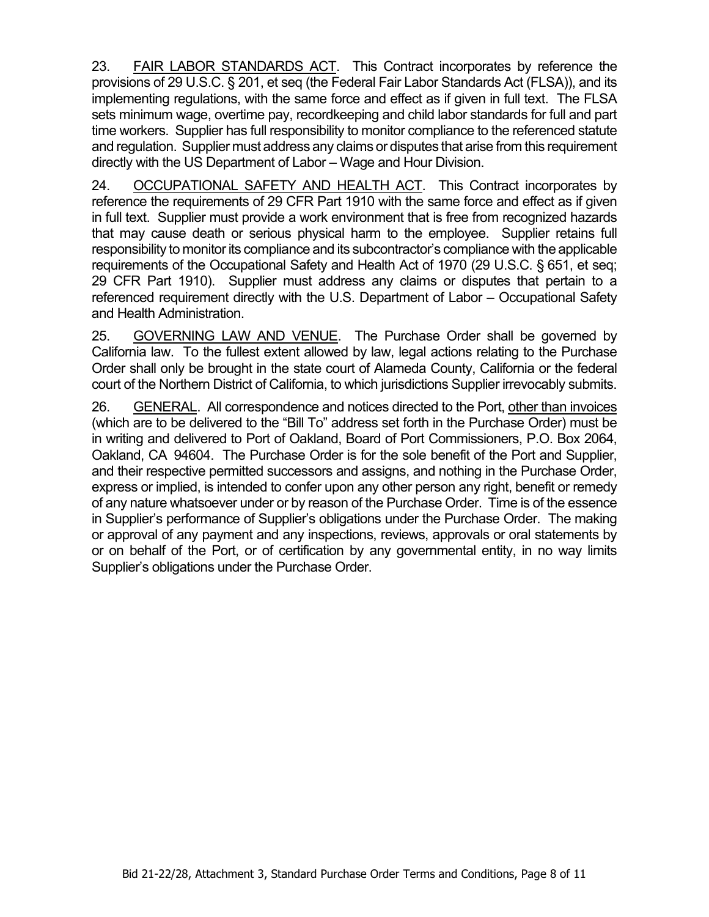23. FAIR LABOR STANDARDS ACT. This Contract incorporates by reference the provisions of 29 U.S.C. § 201, et seq (the Federal Fair Labor Standards Act (FLSA)), and its implementing regulations, with the same force and effect as if given in full text. The FLSA sets minimum wage, overtime pay, recordkeeping and child labor standards for full and part time workers. Supplier has full responsibility to monitor compliance to the referenced statute and regulation. Supplier must address any claims or disputes that arise from this requirement directly with the US Department of Labor – Wage and Hour Division.

24. OCCUPATIONAL SAFETY AND HEALTH ACT. This Contract incorporates by reference the requirements of 29 CFR Part 1910 with the same force and effect as if given in full text. Supplier must provide a work environment that is free from recognized hazards that may cause death or serious physical harm to the employee. Supplier retains full responsibility to monitor its compliance and its subcontractor's compliance with the applicable requirements of the Occupational Safety and Health Act of 1970 (29 U.S.C. § 651, et seq; 29 CFR Part 1910). Supplier must address any claims or disputes that pertain to a referenced requirement directly with the U.S. Department of Labor – Occupational Safety and Health Administration.

25. GOVERNING LAW AND VENUE. The Purchase Order shall be governed by California law. To the fullest extent allowed by law, legal actions relating to the Purchase Order shall only be brought in the state court of Alameda County, California or the federal court of the Northern District of California, to which jurisdictions Supplier irrevocably submits.

26. GENERAL. All correspondence and notices directed to the Port, other than invoices (which are to be delivered to the "Bill To" address set forth in the Purchase Order) must be in writing and delivered to Port of Oakland, Board of Port Commissioners, P.O. Box 2064, Oakland, CA 94604. The Purchase Order is for the sole benefit of the Port and Supplier, and their respective permitted successors and assigns, and nothing in the Purchase Order, express or implied, is intended to confer upon any other person any right, benefit or remedy of any nature whatsoever under or by reason of the Purchase Order. Time is of the essence in Supplier's performance of Supplier's obligations under the Purchase Order. The making or approval of any payment and any inspections, reviews, approvals or oral statements by or on behalf of the Port, or of certification by any governmental entity, in no way limits Supplier's obligations under the Purchase Order.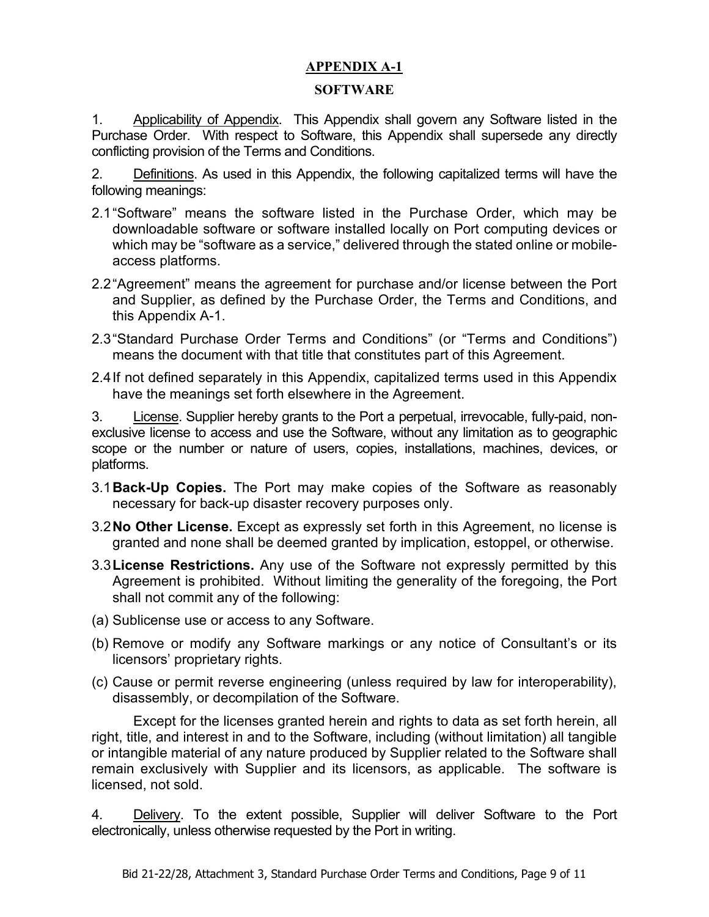## APPENDIX A-1

## SOFTWARE

1. Applicability of Appendix. This Appendix shall govern any Software listed in the Purchase Order. With respect to Software, this Appendix shall supersede any directly conflicting provision of the Terms and Conditions.

2. Definitions. As used in this Appendix, the following capitalized terms will have the following meanings:

2.1 "Software" means the software listed in the Purchase Order, which may be downloadable software or software installed locally on Port computing devices or which may be "software as a service," delivered through the stated online or mobile-access platforms.

2.2 "Agreement" means the agreement for purchase and/or license between the Port and Supplier, as defined by the Purchase Order, the Terms and Conditions, and this Appendix A-1.

2.3 "Standard Purchase Order Terms and Conditions" (or "Terms and Conditions") means the document with that title that constitutes part of this Agreement.

2.4 If not defined separately in this Appendix, capitalized terms used in this Appendix have the meanings set forth elsewhere in the Agreement.

3. License. Supplier hereby grants to the Port a perpetual, irrevocable, fully-paid, non-exclusive license to access and use the Software, without any limitation as to geographic scope or the number or nature of users, copies, installations, machines, devices, or platforms.

3.1 **Back-Up Copies.** The Port may make copies of the Software as reasonably necessary for back-up disaster recovery purposes only.

3.2 **No Other License.** Except as expressly set forth in this Agreement, no license is granted and none shall be deemed granted by implication, estoppel, or otherwise.

3.3 **License Restrictions.** Any use of the Software not expressly permitted by this Agreement is prohibited. Without limiting the generality of the foregoing, the Port shall not commit any of the following:

(a) Sublicense use or access to any Software.

(b) Remove or modify any Software markings or any notice of Consultant's or its licensors' proprietary rights.

(c) Cause or permit reverse engineering (unless required by law for interoperability), disassembly, or decompilation of the Software.

Except for the licenses granted herein and rights to data as set forth herein, all right, title, and interest in and to the Software, including (without limitation) all tangible or intangible material of any nature produced by Supplier related to the Software shall remain exclusively with Supplier and its licensors, as applicable. The software is licensed, not sold.

4. Delivery. To the extent possible, Supplier will deliver Software to the Port electronically, unless otherwise requested by the Port in writing.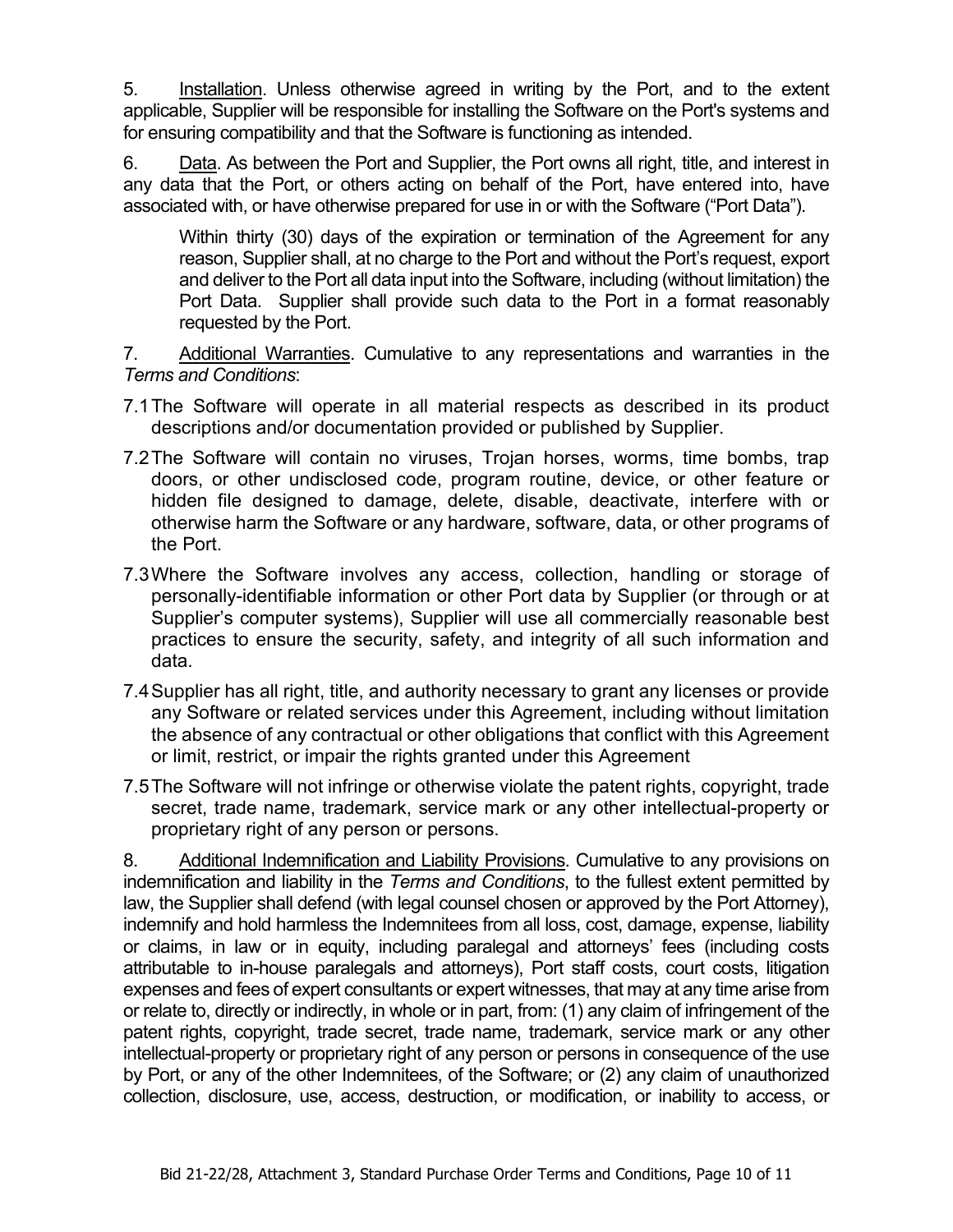5. Installation. Unless otherwise agreed in writing by the Port, and to the extent applicable, Supplier will be responsible for installing the Software on the Port's systems and for ensuring compatibility and that the Software is functioning as intended.

6. Data. As between the Port and Supplier, the Port owns all right, title, and interest in any data that the Port, or others acting on behalf of the Port, have entered into, have associated with, or have otherwise prepared for use in or with the Software ("Port Data").

> Within thirty (30) days of the expiration or termination of the Agreement for any reason, Supplier shall, at no charge to the Port and without the Port's request, export and deliver to the Port all data input into the Software, including (without limitation) the Port Data. Supplier shall provide such data to the Port in a format reasonably requested by the Port.

7. Additional Warranties. Cumulative to any representations and warranties in the *Terms and Conditions*:

7.1 The Software will operate in all material respects as described in its product descriptions and/or documentation provided or published by Supplier.

7.2 The Software will contain no viruses, Trojan horses, worms, time bombs, trap doors, or other undisclosed code, program routine, device, or other feature or hidden file designed to damage, delete, disable, deactivate, interfere with or otherwise harm the Software or any hardware, software, data, or other programs of the Port.

7.3 Where the Software involves any access, collection, handling or storage of personally-identifiable information or other Port data by Supplier (or through or at Supplier's computer systems), Supplier will use all commercially reasonable best practices to ensure the security, safety, and integrity of all such information and data.

7.4 Supplier has all right, title, and authority necessary to grant any licenses or provide any Software or related services under this Agreement, including without limitation the absence of any contractual or other obligations that conflict with this Agreement or limit, restrict, or impair the rights granted under this Agreement

7.5 The Software will not infringe or otherwise violate the patent rights, copyright, trade secret, trade name, trademark, service mark or any other intellectual-property or proprietary right of any person or persons.

8. Additional Indemnification and Liability Provisions. Cumulative to any provisions on indemnification and liability in the *Terms and Conditions*, to the fullest extent permitted by law, the Supplier shall defend (with legal counsel chosen or approved by the Port Attorney), indemnify and hold harmless the Indemnitees from all loss, cost, damage, expense, liability or claims, in law or in equity, including paralegal and attorneys' fees (including costs attributable to in-house paralegals and attorneys), Port staff costs, court costs, litigation expenses and fees of expert consultants or expert witnesses, that may at any time arise from or relate to, directly or indirectly, in whole or in part, from: (1) any claim of infringement of the patent rights, copyright, trade secret, trade name, trademark, service mark or any other intellectual-property or proprietary right of any person or persons in consequence of the use by Port, or any of the other Indemnitees, of the Software; or (2) any claim of unauthorized collection, disclosure, use, access, destruction, or modification, or inability to access, or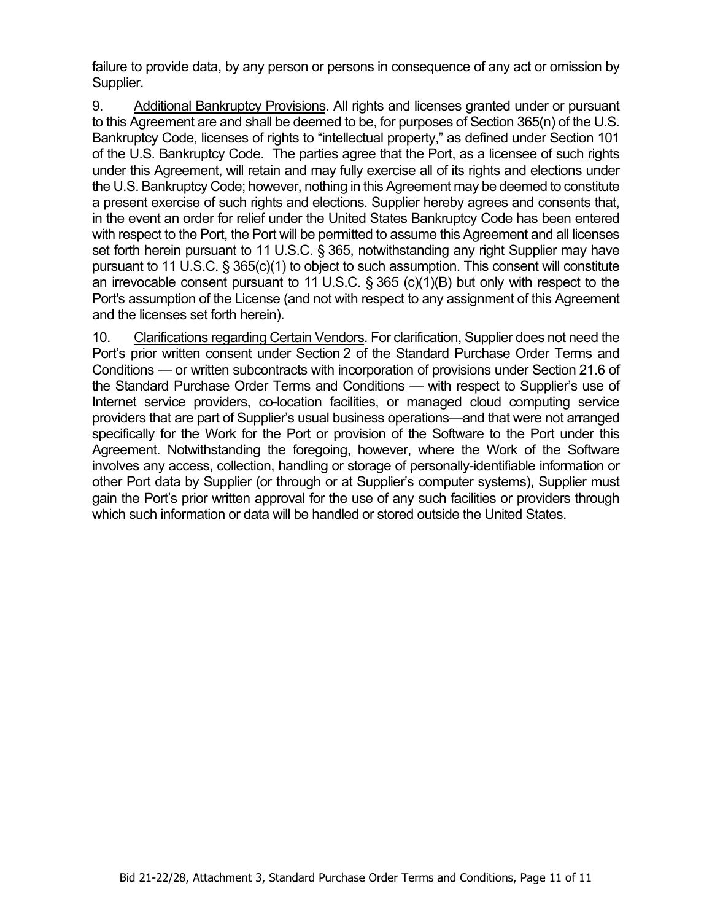failure to provide data, by any person or persons in consequence of any act or omission by Supplier.

9. Additional Bankruptcy Provisions. All rights and licenses granted under or pursuant to this Agreement are and shall be deemed to be, for purposes of Section 365(n) of the U.S. Bankruptcy Code, licenses of rights to "intellectual property," as defined under Section 101 of the U.S. Bankruptcy Code. The parties agree that the Port, as a licensee of such rights under this Agreement, will retain and may fully exercise all of its rights and elections under the U.S. Bankruptcy Code; however, nothing in this Agreement may be deemed to constitute a present exercise of such rights and elections. Supplier hereby agrees and consents that, in the event an order for relief under the United States Bankruptcy Code has been entered with respect to the Port, the Port will be permitted to assume this Agreement and all licenses set forth herein pursuant to 11 U.S.C. § 365, notwithstanding any right Supplier may have pursuant to 11 U.S.C. § 365(c)(1) to object to such assumption. This consent will constitute an irrevocable consent pursuant to 11 U.S.C. § 365 (c)(1)(B) but only with respect to the Port's assumption of the License (and not with respect to any assignment of this Agreement and the licenses set forth herein).

10. Clarifications regarding Certain Vendors. For clarification, Supplier does not need the Port's prior written consent under Section 2 of the Standard Purchase Order Terms and Conditions — or written subcontracts with incorporation of provisions under Section 21.6 of the Standard Purchase Order Terms and Conditions — with respect to Supplier's use of Internet service providers, co-location facilities, or managed cloud computing service providers that are part of Supplier's usual business operations—and that were not arranged specifically for the Work for the Port or provision of the Software to the Port under this Agreement. Notwithstanding the foregoing, however, where the Work of the Software involves any access, collection, handling or storage of personally-identifiable information or other Port data by Supplier (or through or at Supplier's computer systems), Supplier must gain the Port's prior written approval for the use of any such facilities or providers through which such information or data will be handled or stored outside the United States.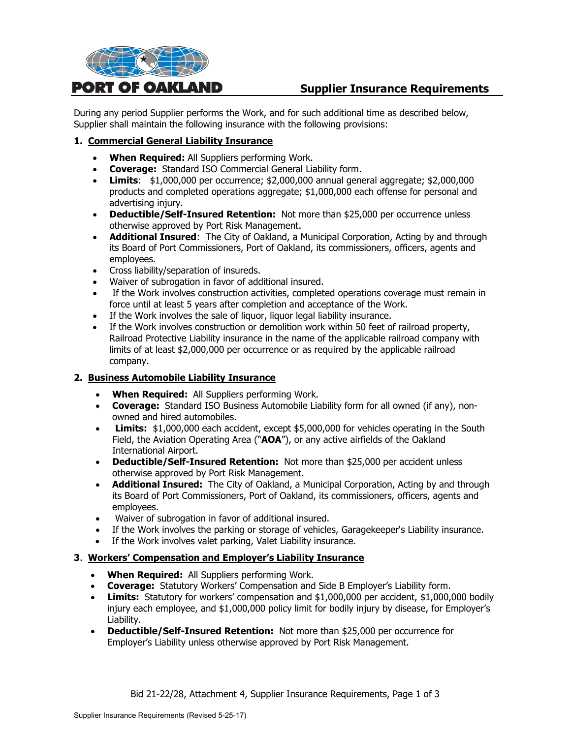# PORT OF OAKLAND

## Supplier Insurance Requirements

During any period Supplier performs the Work, and for such additional time as described below, Supplier shall maintain the following insurance with the following provisions:

### 1. Commercial General Liability Insurance

- **When Required:** All Suppliers performing Work.
- **Coverage:** Standard ISO Commercial General Liability form.
- **Limits**: $1,000,000 per occurrence; $2,000,000 annual general aggregate; $2,000,000 products and completed operations aggregate; $1,000,000 each offense for personal and advertising injury.
- **Deductible/Self-Insured Retention:** Not more than $25,000 per occurrence unless otherwise approved by Port Risk Management.
- **Additional Insured**: The City of Oakland, a Municipal Corporation, Acting by and through its Board of Port Commissioners, Port of Oakland, its commissioners, officers, agents and employees.
- Cross liability/separation of insureds.
- Waiver of subrogation in favor of additional insured.
- If the Work involves construction activities, completed operations coverage must remain in force until at least 5 years after completion and acceptance of the Work.
- If the Work involves the sale of liquor, liquor legal liability insurance.
- If the Work involves construction or demolition work within 50 feet of railroad property, Railroad Protective Liability insurance in the name of the applicable railroad company with limits of at least $2,000,000 per occurrence or as required by the applicable railroad company.

### 2. Business Automobile Liability Insurance

- **When Required:** All Suppliers performing Work.
- **Coverage:** Standard ISO Business Automobile Liability form for all owned (if any), non-owned and hired automobiles.
- **Limits:** $1,000,000 each accident, except $5,000,000 for vehicles operating in the South Field, the Aviation Operating Area ("**AOA**"), or any active airfields of the Oakland International Airport.
- **Deductible/Self-Insured Retention:** Not more than $25,000 per accident unless otherwise approved by Port Risk Management.
- **Additional Insured:** The City of Oakland, a Municipal Corporation, Acting by and through its Board of Port Commissioners, Port of Oakland, its commissioners, officers, agents and employees.
- Waiver of subrogation in favor of additional insured.
- If the Work involves the parking or storage of vehicles, Garagekeeper's Liability insurance.
- If the Work involves valet parking, Valet Liability insurance.

### 3. Workers' Compensation and Employer's Liability Insurance

- **When Required:** All Suppliers performing Work.
- **Coverage:** Statutory Workers' Compensation and Side B Employer's Liability form.
- **Limits:** Statutory for workers' compensation and $1,000,000 per accident, $1,000,000 bodily injury each employee, and $1,000,000 policy limit for bodily injury by disease, for Employer's Liability.
- **Deductible/Self-Insured Retention:** Not more than $25,000 per occurrence for Employer's Liability unless otherwise approved by Port Risk Management.

Bid 21-22/28, Attachment 4, Supplier Insurance Requirements, Page 1 of 3

Supplier Insurance Requirements (Revised 5-25-17)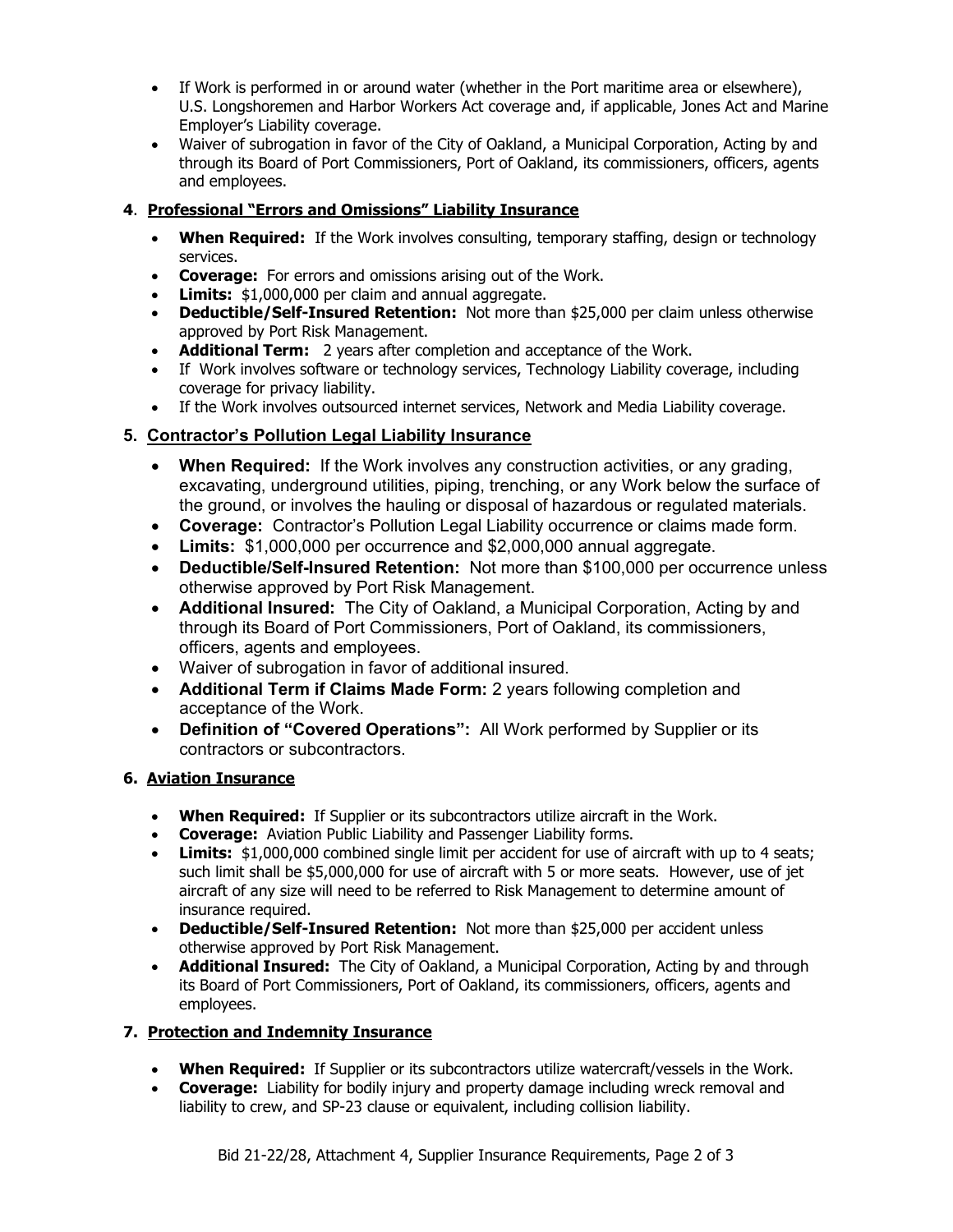- If Work is performed in or around water (whether in the Port maritime area or elsewhere), U.S. Longshoremen and Harbor Workers Act coverage and, if applicable, Jones Act and Marine Employer's Liability coverage.
- Waiver of subrogation in favor of the City of Oakland, a Municipal Corporation, Acting by and through its Board of Port Commissioners, Port of Oakland, its commissioners, officers, agents and employees.

### 4. Professional "Errors and Omissions" Liability Insurance

- **When Required:** If the Work involves consulting, temporary staffing, design or technology services.
- **Coverage:** For errors and omissions arising out of the Work.
- **Limits:** $1,000,000 per claim and annual aggregate.
- **Deductible/Self-Insured Retention:** Not more than $25,000 per claim unless otherwise approved by Port Risk Management.
- **Additional Term:** 2 years after completion and acceptance of the Work.
- If Work involves software or technology services, Technology Liability coverage, including coverage for privacy liability.
- If the Work involves outsourced internet services, Network and Media Liability coverage.

### 5. Contractor's Pollution Legal Liability Insurance

- **When Required:** If the Work involves any construction activities, or any grading, excavating, underground utilities, piping, trenching, or any Work below the surface of the ground, or involves the hauling or disposal of hazardous or regulated materials.
- **Coverage:** Contractor's Pollution Legal Liability occurrence or claims made form.
- **Limits:** $1,000,000 per occurrence and $2,000,000 annual aggregate.
- **Deductible/Self-Insured Retention:** Not more than $100,000 per occurrence unless otherwise approved by Port Risk Management.
- **Additional Insured:** The City of Oakland, a Municipal Corporation, Acting by and through its Board of Port Commissioners, Port of Oakland, its commissioners, officers, agents and employees.
- Waiver of subrogation in favor of additional insured.
- **Additional Term if Claims Made Form:** 2 years following completion and acceptance of the Work.
- **Definition of "Covered Operations":** All Work performed by Supplier or its contractors or subcontractors.

### 6. Aviation Insurance

- **When Required:** If Supplier or its subcontractors utilize aircraft in the Work.
- **Coverage:** Aviation Public Liability and Passenger Liability forms.
- **Limits:** $1,000,000 combined single limit per accident for use of aircraft with up to 4 seats; such limit shall be $5,000,000 for use of aircraft with 5 or more seats. However, use of jet aircraft of any size will need to be referred to Risk Management to determine amount of insurance required.
- **Deductible/Self-Insured Retention:** Not more than $25,000 per accident unless otherwise approved by Port Risk Management.
- **Additional Insured:** The City of Oakland, a Municipal Corporation, Acting by and through its Board of Port Commissioners, Port of Oakland, its commissioners, officers, agents and employees.

### 7. Protection and Indemnity Insurance

- **When Required:** If Supplier or its subcontractors utilize watercraft/vessels in the Work.
- **Coverage:** Liability for bodily injury and property damage including wreck removal and liability to crew, and SP-23 clause or equivalent, including collision liability.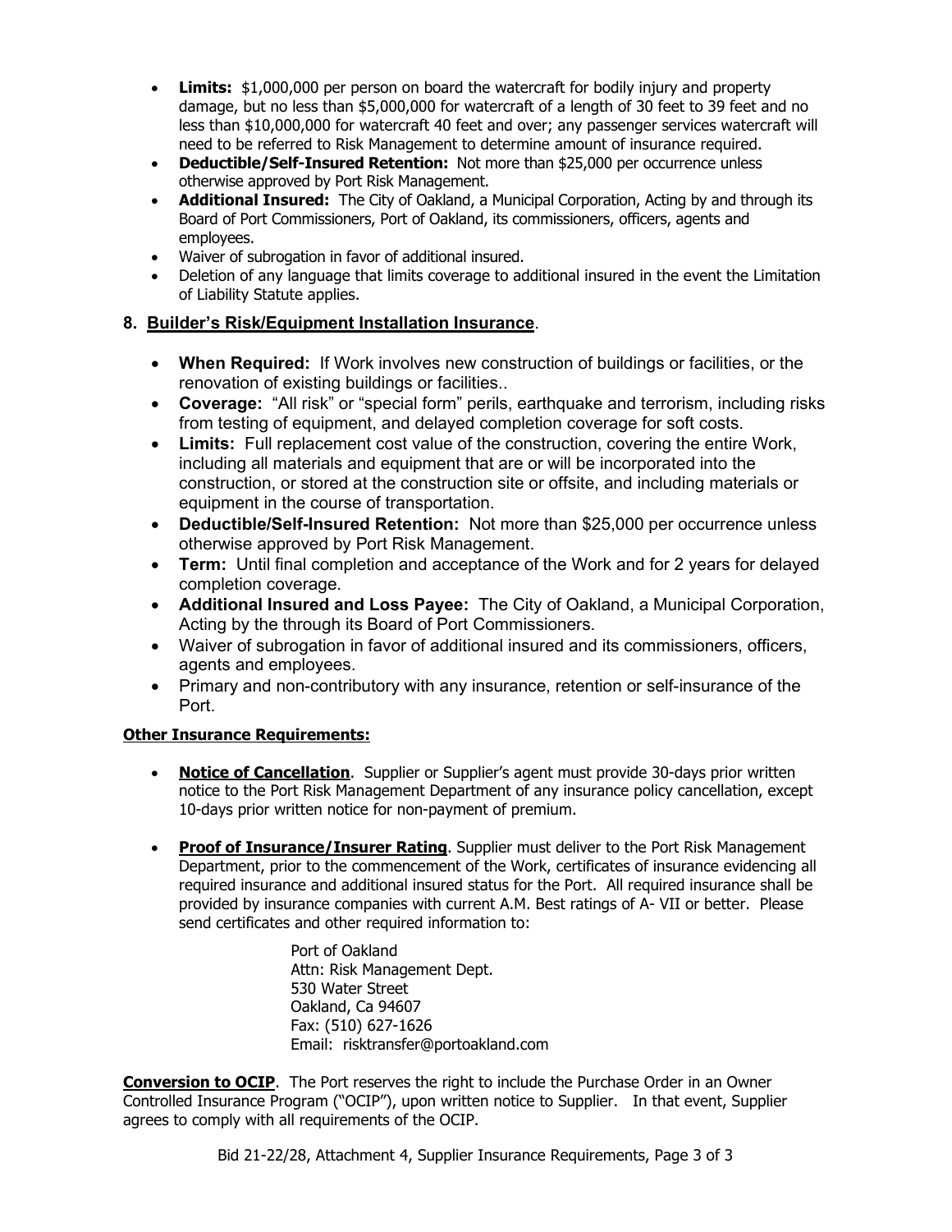- **Limits:** $1,000,000 per person on board the watercraft for bodily injury and property damage, but no less than $5,000,000 for watercraft of a length of 30 feet to 39 feet and no less than $10,000,000 for watercraft 40 feet and over; any passenger services watercraft will need to be referred to Risk Management to determine amount of insurance required.
- **Deductible/Self-Insured Retention:** Not more than $25,000 per occurrence unless otherwise approved by Port Risk Management.
- **Additional Insured:** The City of Oakland, a Municipal Corporation, Acting by and through its Board of Port Commissioners, Port of Oakland, its commissioners, officers, agents and employees.
- Waiver of subrogation in favor of additional insured.
- Deletion of any language that limits coverage to additional insured in the event the Limitation of Liability Statute applies.

## 8. Builder's Risk/Equipment Installation Insurance.

- **When Required:** If Work involves new construction of buildings or facilities, or the renovation of existing buildings or facilities..
- **Coverage:** "All risk" or "special form" perils, earthquake and terrorism, including risks from testing of equipment, and delayed completion coverage for soft costs.
- **Limits:** Full replacement cost value of the construction, covering the entire Work, including all materials and equipment that are or will be incorporated into the construction, or stored at the construction site or offsite, and including materials or equipment in the course of transportation.
- **Deductible/Self-Insured Retention:** Not more than $25,000 per occurrence unless otherwise approved by Port Risk Management.
- **Term:** Until final completion and acceptance of the Work and for 2 years for delayed completion coverage.
- **Additional Insured and Loss Payee:** The City of Oakland, a Municipal Corporation, Acting by the through its Board of Port Commissioners.
- Waiver of subrogation in favor of additional insured and its commissioners, officers, agents and employees.
- Primary and non-contributory with any insurance, retention or self-insurance of the Port.

**Other Insurance Requirements:**

- **Notice of Cancellation**. Supplier or Supplier's agent must provide 30-days prior written notice to the Port Risk Management Department of any insurance policy cancellation, except 10-days prior written notice for non-payment of premium.

- **Proof of Insurance/Insurer Rating**. Supplier must deliver to the Port Risk Management Department, prior to the commencement of the Work, certificates of insurance evidencing all required insurance and additional insured status for the Port. All required insurance shall be provided by insurance companies with current A.M. Best ratings of A- VII or better. Please send certificates and other required information to:

  Port of Oakland
  Attn: Risk Management Dept.
  530 Water Street
  Oakland, Ca 94607
  Fax: (510) 627-1626
  Email: risktransfer@portoakland.com

**Conversion to OCIP**. The Port reserves the right to include the Purchase Order in an Owner Controlled Insurance Program ("OCIP"), upon written notice to Supplier. In that event, Supplier agrees to comply with all requirements of the OCIP.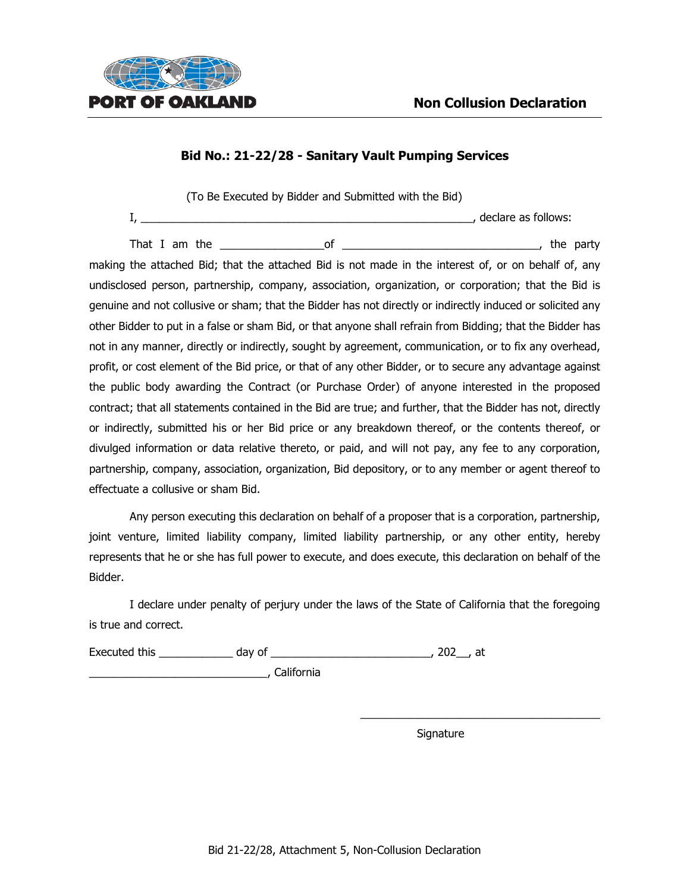PORT OF OAKLAND

# Non Collusion Declaration

## Bid No.: 21-22/28 - Sanitary Vault Pumping Services

(To Be Executed by Bidder and Submitted with the Bid)

I, ______________________________________________________, declare as follows:

That I am the _________________of ________________________________, the party making the attached Bid; that the attached Bid is not made in the interest of, or on behalf of, any undisclosed person, partnership, company, association, organization, or corporation; that the Bid is genuine and not collusive or sham; that the Bidder has not directly or indirectly induced or solicited any other Bidder to put in a false or sham Bid, or that anyone shall refrain from Bidding; that the Bidder has not in any manner, directly or indirectly, sought by agreement, communication, or to fix any overhead, profit, or cost element of the Bid price, or that of any other Bidder, or to secure any advantage against the public body awarding the Contract (or Purchase Order) of anyone interested in the proposed contract; that all statements contained in the Bid are true; and further, that the Bidder has not, directly or indirectly, submitted his or her Bid price or any breakdown thereof, or the contents thereof, or divulged information or data relative thereto, or paid, and will not pay, any fee to any corporation, partnership, company, association, organization, Bid depository, or to any member or agent thereof to effectuate a collusive or sham Bid.

Any person executing this declaration on behalf of a proposer that is a corporation, partnership, joint venture, limited liability company, limited liability partnership, or any other entity, hereby represents that he or she has full power to execute, and does execute, this declaration on behalf of the Bidder.

I declare under penalty of perjury under the laws of the State of California that the foregoing is true and correct.

Executed this ____________ day of __________________________, 202__, at ______________________________, California

________________________________________

Signature

Bid 21-22/28, Attachment 5, Non-Collusion Declaration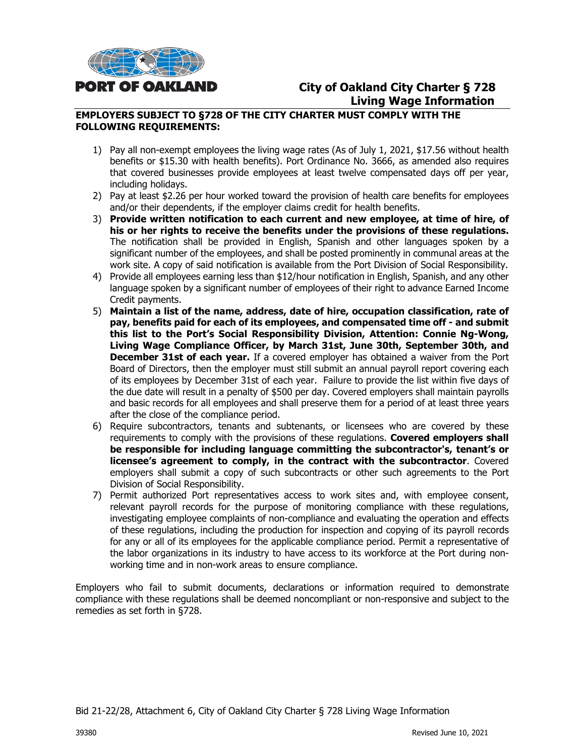PORT OF OAKLAND

# City of Oakland City Charter § 728 Living Wage Information

**EMPLOYERS SUBJECT TO §728 OF THE CITY CHARTER MUST COMPLY WITH THE FOLLOWING REQUIREMENTS:**

1) Pay all non-exempt employees the living wage rates (As of July 1, 2021, $17.56 without health benefits or $15.30 with health benefits). Port Ordinance No. 3666, as amended also requires that covered businesses provide employees at least twelve compensated days off per year, including holidays.
2) Pay at least $2.26 per hour worked toward the provision of health care benefits for employees and/or their dependents, if the employer claims credit for health benefits.
3) **Provide written notification to each current and new employee, at time of hire, of his or her rights to receive the benefits under the provisions of these regulations.** The notification shall be provided in English, Spanish and other languages spoken by a significant number of the employees, and shall be posted prominently in communal areas at the work site. A copy of said notification is available from the Port Division of Social Responsibility.
4) Provide all employees earning less than $12/hour notification in English, Spanish, and any other language spoken by a significant number of employees of their right to advance Earned Income Credit payments.
5) **Maintain a list of the name, address, date of hire, occupation classification, rate of pay, benefits paid for each of its employees, and compensated time off - and submit this list to the Port's Social Responsibility Division, Attention: Connie Ng-Wong, Living Wage Compliance Officer, by March 31st, June 30th, September 30th, and December 31st of each year.** If a covered employer has obtained a waiver from the Port Board of Directors, then the employer must still submit an annual payroll report covering each of its employees by December 31st of each year. Failure to provide the list within five days of the due date will result in a penalty of $500 per day. Covered employers shall maintain payrolls and basic records for all employees and shall preserve them for a period of at least three years after the close of the compliance period.
6) Require subcontractors, tenants and subtenants, or licensees who are covered by these requirements to comply with the provisions of these regulations. **Covered employers shall be responsible for including language committing the subcontractor's, tenant's or licensee's agreement to comply, in the contract with the subcontractor**. Covered employers shall submit a copy of such subcontracts or other such agreements to the Port Division of Social Responsibility.
7) Permit authorized Port representatives access to work sites and, with employee consent, relevant payroll records for the purpose of monitoring compliance with these regulations, investigating employee complaints of non-compliance and evaluating the operation and effects of these regulations, including the production for inspection and copying of its payroll records for any or all of its employees for the applicable compliance period. Permit a representative of the labor organizations in its industry to have access to its workforce at the Port during non-working time and in non-work areas to ensure compliance.

Employers who fail to submit documents, declarations or information required to demonstrate compliance with these regulations shall be deemed noncompliant or non-responsive and subject to the remedies as set forth in §728.

Bid 21-22/28, Attachment 6, City of Oakland City Charter § 728 Living Wage Information

39380 Revised June 10, 2021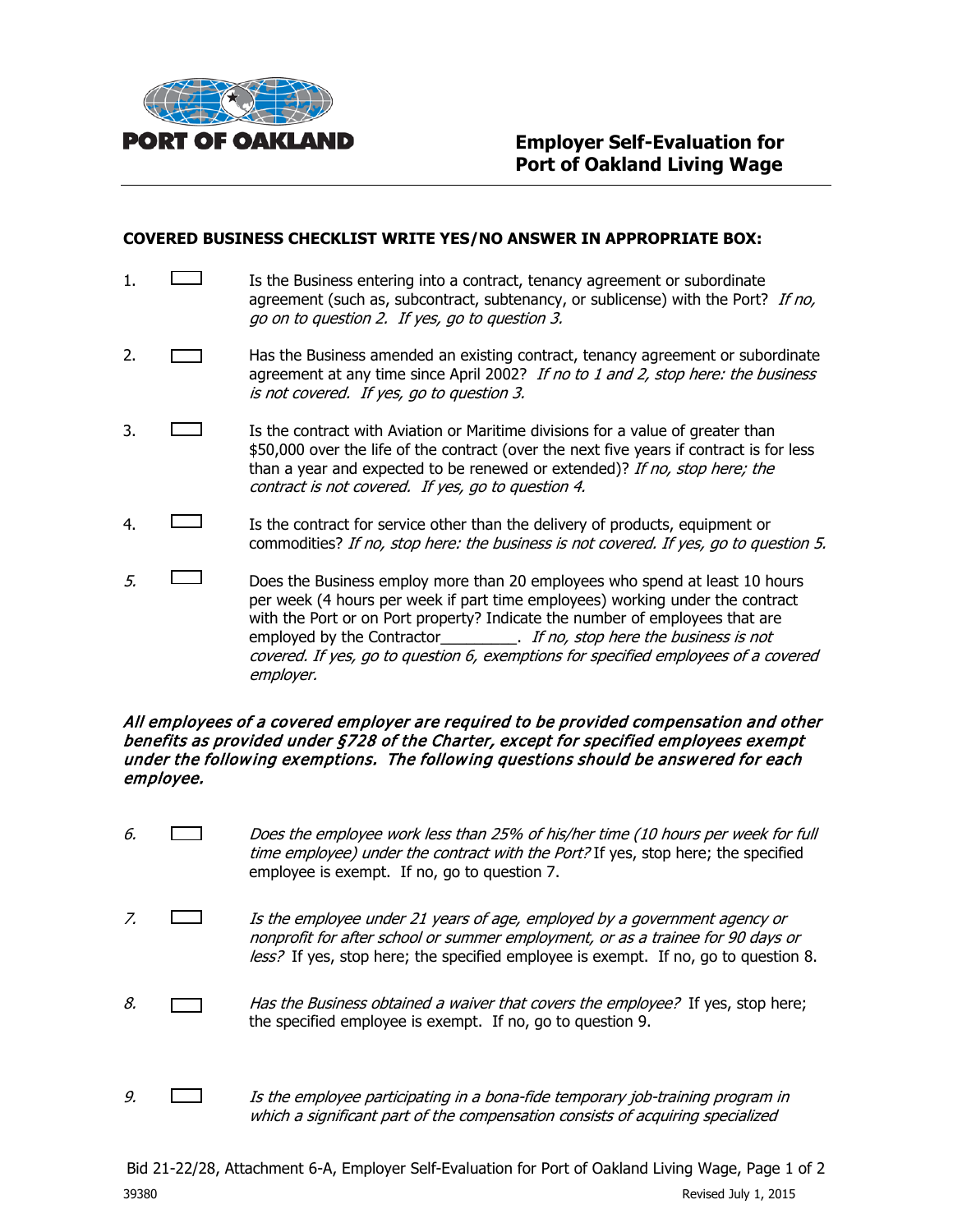PORT OF OAKLAND

# Employer Self-Evaluation for Port of Oakland Living Wage

**COVERED BUSINESS CHECKLIST WRITE YES/NO ANSWER IN APPROPRIATE BOX:**

1. ☐ Is the Business entering into a contract, tenancy agreement or subordinate agreement (such as, subcontract, subtenancy, or sublicense) with the Port? *If no, go on to question 2. If yes, go to question 3.*

2. ☐ Has the Business amended an existing contract, tenancy agreement or subordinate agreement at any time since April 2002? *If no to 1 and 2, stop here: the business is not covered. If yes, go to question 3.*

3. ☐ Is the contract with Aviation or Maritime divisions for a value of greater than $50,000 over the life of the contract (over the next five years if contract is for less than a year and expected to be renewed or extended)? *If no, stop here; the contract is not covered. If yes, go to question 4.*

4. ☐ Is the contract for service other than the delivery of products, equipment or commodities? *If no, stop here: the business is not covered. If yes, go to question 5.*

5. ☐ Does the Business employ more than 20 employees who spend at least 10 hours per week (4 hours per week if part time employees) working under the contract with the Port or on Port property? Indicate the number of employees that are employed by the Contractor_________. *If no, stop here the business is not covered. If yes, go to question 6, exemptions for specified employees of a covered employer.*

***All employees of a covered employer are required to be provided compensation and other benefits as provided under §728 of the Charter, except for specified employees exempt under the following exemptions. The following questions should be answered for each employee.***

6. ☐ *Does the employee work less than 25% of his/her time (10 hours per week for full time employee) under the contract with the Port?* If yes, stop here; the specified employee is exempt. If no, go to question 7.

7. ☐ *Is the employee under 21 years of age, employed by a government agency or nonprofit for after school or summer employment, or as a trainee for 90 days or less?* If yes, stop here; the specified employee is exempt. If no, go to question 8.

8. ☐ *Has the Business obtained a waiver that covers the employee?* If yes, stop here; the specified employee is exempt. If no, go to question 9.

9. ☐ *Is the employee participating in a bona-fide temporary job-training program in which a significant part of the compensation consists of acquiring specialized*

Bid 21-22/28, Attachment 6-A, Employer Self-Evaluation for Port of Oakland Living Wage, Page 1 of 2

39380 Revised July 1, 2015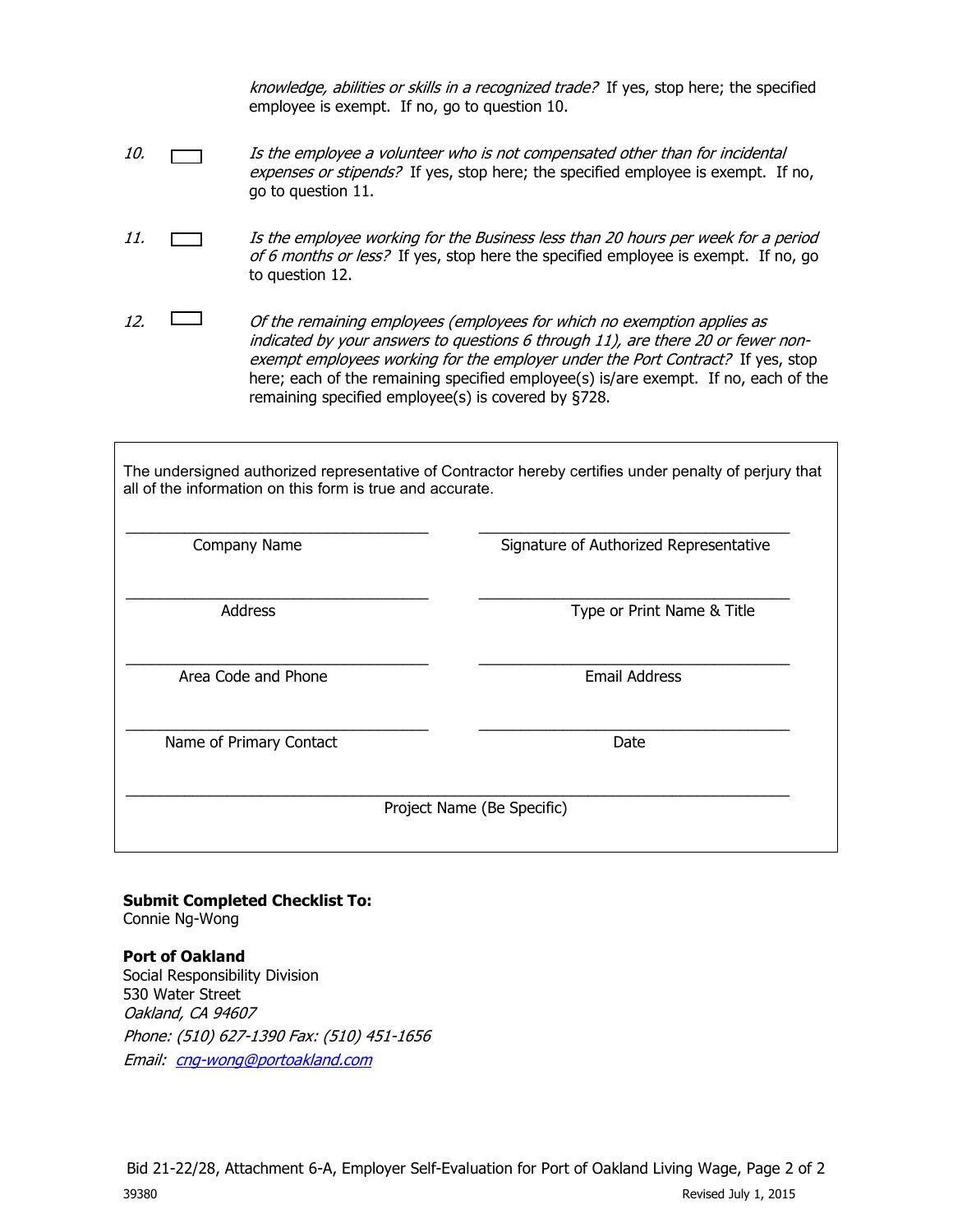*knowledge, abilities or skills in a recognized trade?* If yes, stop here; the specified employee is exempt. If no, go to question 10.

10. ☐ *Is the employee a volunteer who is not compensated other than for incidental expenses or stipends?* If yes, stop here; the specified employee is exempt. If no, go to question 11.

11. ☐ *Is the employee working for the Business less than 20 hours per week for a period of 6 months or less?* If yes, stop here the specified employee is exempt. If no, go to question 12.

12. ☐ *Of the remaining employees (employees for which no exemption applies as indicated by your answers to questions 6 through 11), are there 20 or fewer non-exempt employees working for the employer under the Port Contract?* If yes, stop here; each of the remaining specified employee(s) is/are exempt. If no, each of the remaining specified employee(s) is covered by §728.

The undersigned authorized representative of Contractor hereby certifies under penalty of perjury that all of the information on this form is true and accurate.

| | |
|---|---|
| ______________________________ | ______________________________ |
| Company Name | Signature of Authorized Representative |
| ______________________________ | ______________________________ |
| Address | Type or Print Name & Title |
| ______________________________ | ______________________________ |
| Area Code and Phone | Email Address |
| ______________________________ | ______________________________ |
| Name of Primary Contact | Date |

______________________________________________________________

Project Name (Be Specific)

**Submit Completed Checklist To:**
Connie Ng-Wong

**Port of Oakland**
Social Responsibility Division
530 Water Street
*Oakland, CA 94607*
*Phone: (510) 627-1390 Fax: (510) 451-1656*
*Email: cng-wong@portoakland.com*

Bid 21-22/28, Attachment 6-A, Employer Self-Evaluation for Port of Oakland Living Wage

39380 Revised July 1, 2015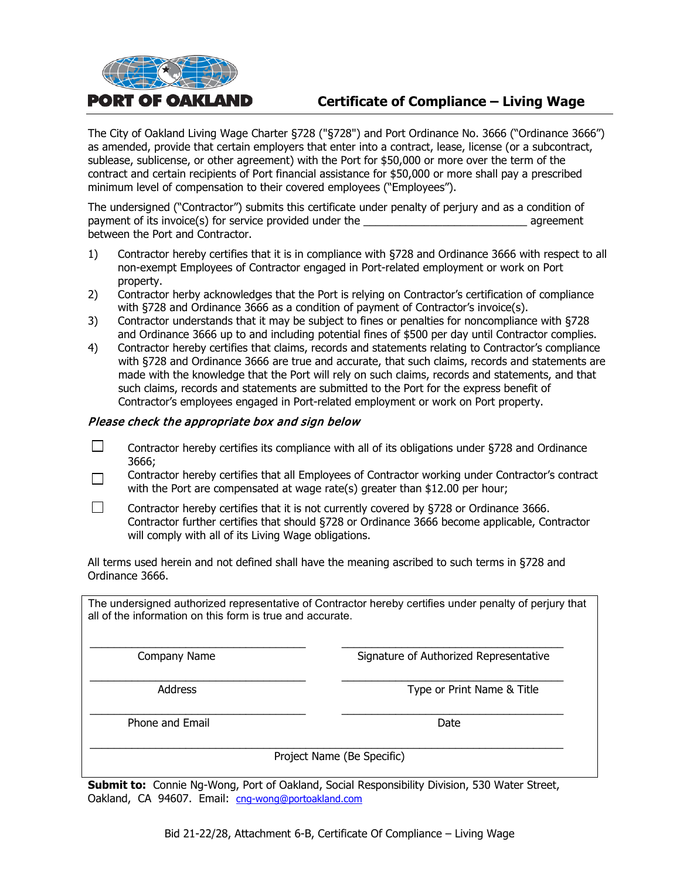**PORT OF OAKLAND**

# Certificate of Compliance – Living Wage

The City of Oakland Living Wage Charter §728 ("§728") and Port Ordinance No. 3666 ("Ordinance 3666") as amended, provide that certain employers that enter into a contract, lease, license (or a subcontract, sublease, sublicense, or other agreement) with the Port for $50,000 or more over the term of the contract and certain recipients of Port financial assistance for $50,000 or more shall pay a prescribed minimum level of compensation to their covered employees ("Employees").

The undersigned ("Contractor") submits this certificate under penalty of perjury and as a condition of payment of its invoice(s) for service provided under the ___________________________ agreement between the Port and Contractor.

1) Contractor hereby certifies that it is in compliance with §728 and Ordinance 3666 with respect to all non-exempt Employees of Contractor engaged in Port-related employment or work on Port property.
2) Contractor herby acknowledges that the Port is relying on Contractor's certification of compliance with §728 and Ordinance 3666 as a condition of payment of Contractor's invoice(s).
3) Contractor understands that it may be subject to fines or penalties for noncompliance with §728 and Ordinance 3666 up to and including potential fines of $500 per day until Contractor complies.
4) Contractor hereby certifies that claims, records and statements relating to Contractor's compliance with §728 and Ordinance 3666 are true and accurate, that such claims, records and statements are made with the knowledge that the Port will rely on such claims, records and statements, and that such claims, records and statements are submitted to the Port for the express benefit of Contractor's employees engaged in Port-related employment or work on Port property.

***Please check the appropriate box and sign below***

☐ Contractor hereby certifies its compliance with all of its obligations under §728 and Ordinance 3666;

☐ Contractor hereby certifies that all Employees of Contractor working under Contractor's contract with the Port are compensated at wage rate(s) greater than $12.00 per hour;

☐ Contractor hereby certifies that it is not currently covered by §728 or Ordinance 3666. Contractor further certifies that should §728 or Ordinance 3666 become applicable, Contractor will comply with all of its Living Wage obligations.

All terms used herein and not defined shall have the meaning ascribed to such terms in §728 and Ordinance 3666.

The undersigned authorized representative of Contractor hereby certifies under penalty of perjury that all of the information on this form is true and accurate.

| | |
|---|---|
| ________________________ | ________________________ |
| Company Name | Signature of Authorized Representative |
| ________________________ | ________________________ |
| Address | Type or Print Name & Title |
| ________________________ | ________________________ |
| Phone and Email | Date |

________________________________________________

Project Name (Be Specific)

**Submit to:** Connie Ng-Wong, Port of Oakland, Social Responsibility Division, 530 Water Street, Oakland, CA 94607. Email: cng-wong@portoakland.com

Bid 21-22/28, Attachment 6-B, Certificate Of Compliance – Living Wage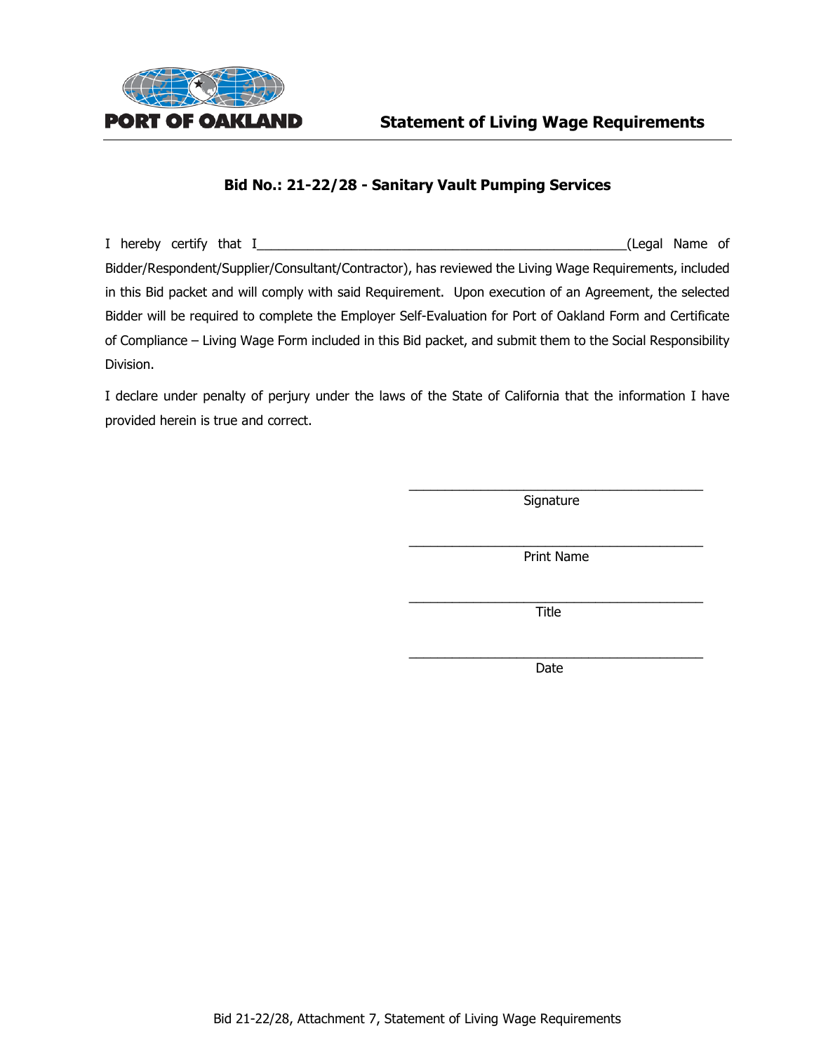PORT OF OAKLAND

# Statement of Living Wage Requirements

## Bid No.: 21-22/28 - Sanitary Vault Pumping Services

I hereby certify that I_____________________________________________________(Legal Name of Bidder/Respondent/Supplier/Consultant/Contractor), has reviewed the Living Wage Requirements, included in this Bid packet and will comply with said Requirement. Upon execution of an Agreement, the selected Bidder will be required to complete the Employer Self-Evaluation for Port of Oakland Form and Certificate of Compliance – Living Wage Form included in this Bid packet, and submit them to the Social Responsibility Division.

I declare under penalty of perjury under the laws of the State of California that the information I have provided herein is true and correct.

___________________________________________
Signature

___________________________________________
Print Name

___________________________________________
Title

___________________________________________
Date

Bid 21-22/28, Attachment 7, Statement of Living Wage Requirements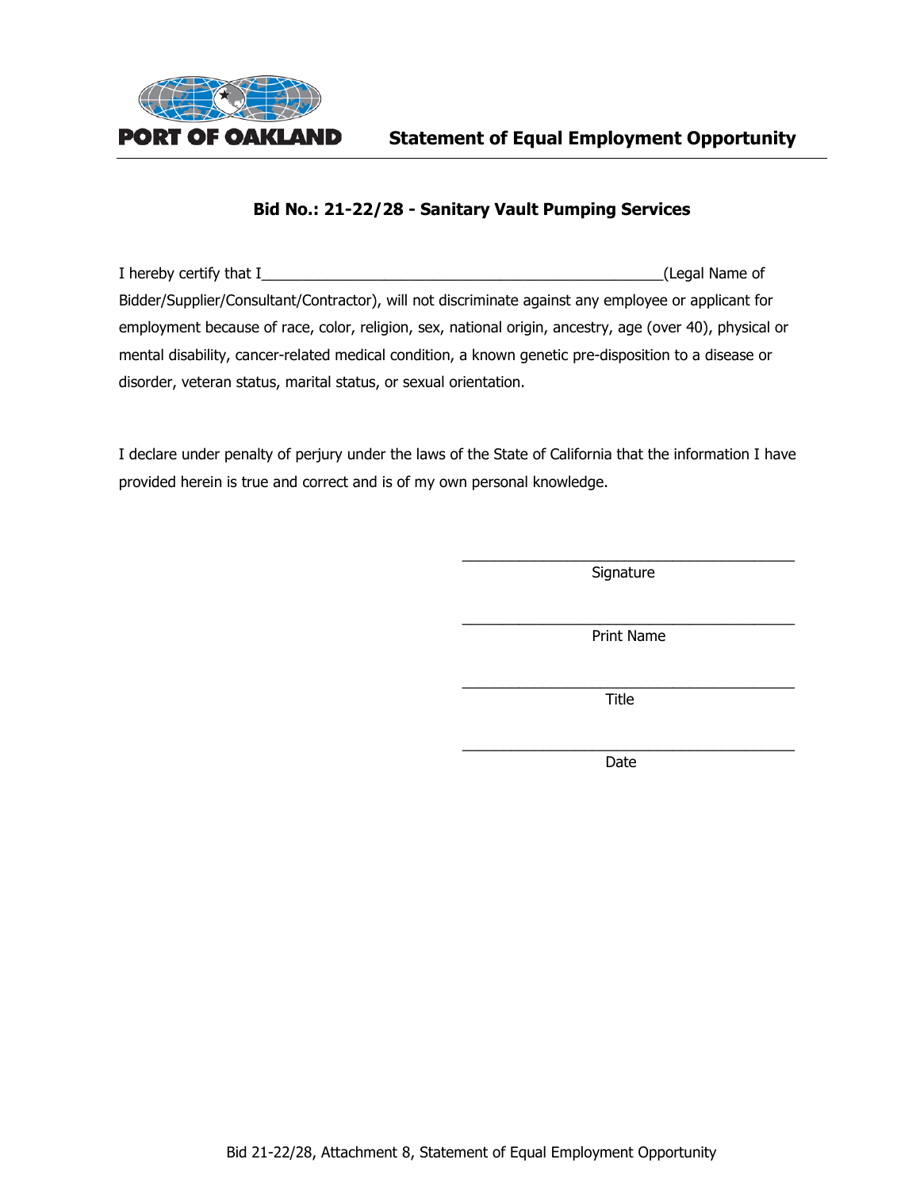PORT OF OAKLAND

# Statement of Equal Employment Opportunity

## Bid No.: 21-22/28 - Sanitary Vault Pumping Services

I hereby certify that I__________________________________________________(Legal Name of Bidder/Supplier/Consultant/Contractor), will not discriminate against any employee or applicant for employment because of race, color, religion, sex, national origin, ancestry, age (over 40), physical or mental disability, cancer-related medical condition, a known genetic pre-disposition to a disease or disorder, veteran status, marital status, or sexual orientation.

I declare under penalty of perjury under the laws of the State of California that the information I have provided herein is true and correct and is of my own personal knowledge.

__________________________________________
Signature

__________________________________________
Print Name

__________________________________________
Title

__________________________________________
Date

Bid 21-22/28, Attachment 8, Statement of Equal Employment Opportunity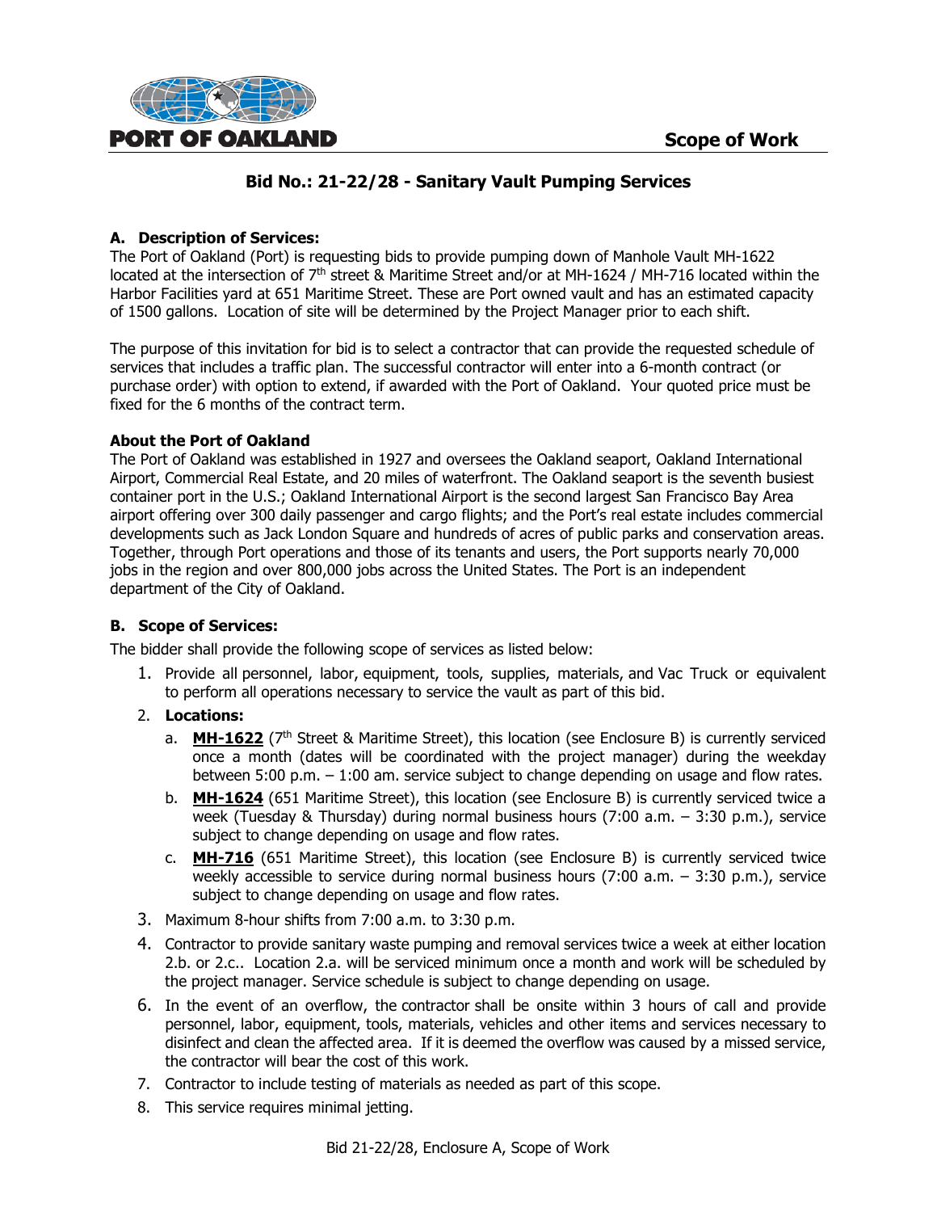PORT OF OAKLAND

**Scope of Work**

## Bid No.: 21-22/28 - Sanitary Vault Pumping Services

### A. Description of Services:

The Port of Oakland (Port) is requesting bids to provide pumping down of Manhole Vault MH-1622 located at the intersection of 7th street & Maritime Street and/or at MH-1624 / MH-716 located within the Harbor Facilities yard at 651 Maritime Street. These are Port owned vault and has an estimated capacity of 1500 gallons. Location of site will be determined by the Project Manager prior to each shift.

The purpose of this invitation for bid is to select a contractor that can provide the requested schedule of services that includes a traffic plan. The successful contractor will enter into a 6-month contract (or purchase order) with option to extend, if awarded with the Port of Oakland. Your quoted price must be fixed for the 6 months of the contract term.

**About the Port of Oakland**

The Port of Oakland was established in 1927 and oversees the Oakland seaport, Oakland International Airport, Commercial Real Estate, and 20 miles of waterfront. The Oakland seaport is the seventh busiest container port in the U.S.; Oakland International Airport is the second largest San Francisco Bay Area airport offering over 300 daily passenger and cargo flights; and the Port's real estate includes commercial developments such as Jack London Square and hundreds of acres of public parks and conservation areas. Together, through Port operations and those of its tenants and users, the Port supports nearly 70,000 jobs in the region and over 800,000 jobs across the United States. The Port is an independent department of the City of Oakland.

### B. Scope of Services:

The bidder shall provide the following scope of services as listed below:

1. Provide all personnel, labor, equipment, tools, supplies, materials, and Vac Truck or equivalent to perform all operations necessary to service the vault as part of this bid.
2. **Locations:**
   a. **MH-1622** (7th Street & Maritime Street), this location (see Enclosure B) is currently serviced once a month (dates will be coordinated with the project manager) during the weekday between 5:00 p.m. – 1:00 am. service subject to change depending on usage and flow rates.
   b. **MH-1624** (651 Maritime Street), this location (see Enclosure B) is currently serviced twice a week (Tuesday & Thursday) during normal business hours (7:00 a.m. – 3:30 p.m.), service subject to change depending on usage and flow rates.
   c. **MH-716** (651 Maritime Street), this location (see Enclosure B) is currently serviced twice weekly accessible to service during normal business hours (7:00 a.m. – 3:30 p.m.), service subject to change depending on usage and flow rates.
3. Maximum 8-hour shifts from 7:00 a.m. to 3:30 p.m.
4. Contractor to provide sanitary waste pumping and removal services twice a week at either location 2.b. or 2.c.. Location 2.a. will be serviced minimum once a month and work will be scheduled by the project manager. Service schedule is subject to change depending on usage.
6. In the event of an overflow, the contractor shall be onsite within 3 hours of call and provide personnel, labor, equipment, tools, materials, vehicles and other items and services necessary to disinfect and clean the affected area. If it is deemed the overflow was caused by a missed service, the contractor will bear the cost of this work.
7. Contractor to include testing of materials as needed as part of this scope.
8. This service requires minimal jetting.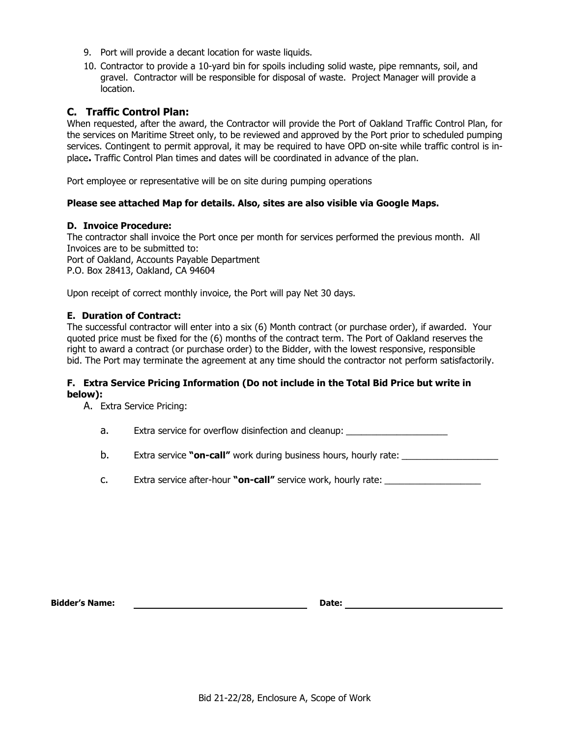9. Port will provide a decant location for waste liquids.
10. Contractor to provide a 10-yard bin for spoils including solid waste, pipe remnants, soil, and gravel. Contractor will be responsible for disposal of waste. Project Manager will provide a location.

## C. Traffic Control Plan:

When requested, after the award, the Contractor will provide the Port of Oakland Traffic Control Plan, for the services on Maritime Street only, to be reviewed and approved by the Port prior to scheduled pumping services. Contingent to permit approval, it may be required to have OPD on-site while traffic control is in-place**.** Traffic Control Plan times and dates will be coordinated in advance of the plan.

Port employee or representative will be on site during pumping operations

**Please see attached Map for details. Also, sites are also visible via Google Maps.**

**D. Invoice Procedure:**

The contractor shall invoice the Port once per month for services performed the previous month. All Invoices are to be submitted to:
Port of Oakland, Accounts Payable Department
P.O. Box 28413, Oakland, CA 94604

Upon receipt of correct monthly invoice, the Port will pay Net 30 days.

**E. Duration of Contract:**

The successful contractor will enter into a six (6) Month contract (or purchase order), if awarded. Your quoted price must be fixed for the (6) months of the contract term. The Port of Oakland reserves the right to award a contract (or purchase order) to the Bidder, with the lowest responsive, responsible bid. The Port may terminate the agreement at any time should the contractor not perform satisfactorily.

**F. Extra Service Pricing Information (Do not include in the Total Bid Price but write in below):**

A. Extra Service Pricing:

a. Extra service for overflow disinfection and cleanup: ____________________

b. Extra service **"on-call"** work during business hours, hourly rate: ___________________

c. Extra service after-hour **"on-call"** service work, hourly rate: ___________________

**Bidder's Name:** ______________________________ **Date:** ______________________________

Bid 21-22/28, Enclosure A, Scope of Work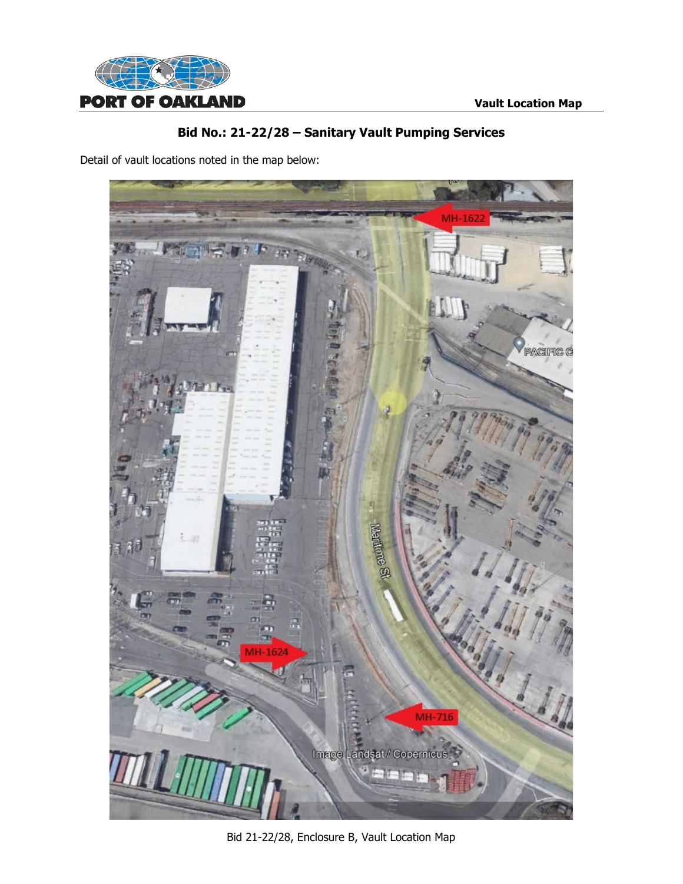**Vault Location Map**

## Bid No.: 21-22/28 – Sanitary Vault Pumping Services

Detail of vault locations noted in the map below:

MH-1622

PACIFIC C

Maritime St

MH-1624

MH-716

Image Landsat / Copernicus

Bid 21-22/28, Enclosure B, Vault Location Map